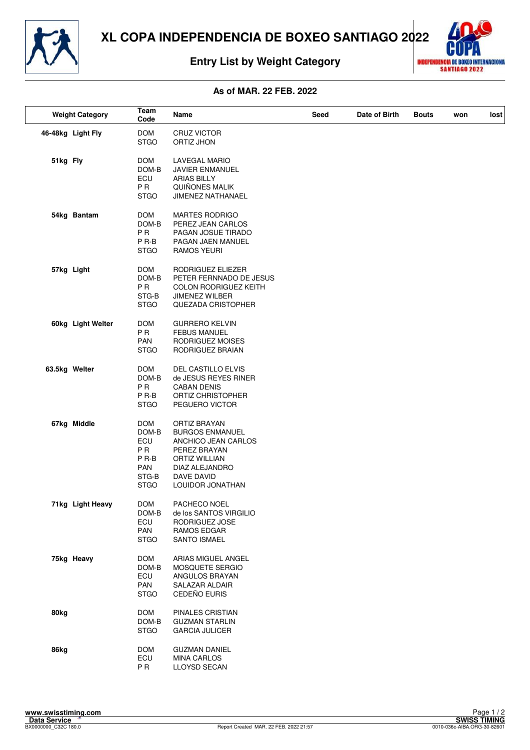# XL COPA INDEPENDENCIA DE BOXEO SANTIAGO 2022

## Entry List by Weight Category

**As of MAR. 22 FEB. 2022**

| Weight Category | Team Code | Name | Seed | Date of Birth | Bouts | won | lost |
|---|---|---|---|---|---|---|---|
| **46-48kg Light Fly** | DOM | CRUZ VICTOR | | | | | |
| | STGO | ORTIZ JHON | | | | | |
| **51kg Fly** | DOM | LAVEGAL MARIO | | | | | |
| | DOM-B | JAVIER ENMANUEL | | | | | |
| | ECU | ARIAS BILLY | | | | | |
| | P R | QUIÑONES MALIK | | | | | |
| | STGO | JIMENEZ NATHANAEL | | | | | |
| **54kg Bantam** | DOM | MARTES RODRIGO | | | | | |
| | DOM-B | PEREZ JEAN CARLOS | | | | | |
| | P R | PAGAN JOSUE TIRADO | | | | | |
| | P R-B | PAGAN JAEN MANUEL | | | | | |
| | STGO | RAMOS YEURI | | | | | |
| **57kg Light** | DOM | RODRIGUEZ ELIEZER | | | | | |
| | DOM-B | PETER FERNNADO DE JESUS | | | | | |
| | P R | COLON RODRIGUEZ KEITH | | | | | |
| | STG-B | JIMENEZ WILBER | | | | | |
| | STGO | QUEZADA CRISTOPHER | | | | | |
| **60kg Light Welter** | DOM | GURRERO KELVIN | | | | | |
| | P R | FEBUS MANUEL | | | | | |
| | PAN | RODRIGUEZ MOISES | | | | | |
| | STGO | RODRIGUEZ BRAIAN | | | | | |
| **63.5kg Welter** | DOM | DEL CASTILLO ELVIS | | | | | |
| | DOM-B | de JESUS REYES RINER | | | | | |
| | P R | CABAN DENIS | | | | | |
| | P R-B | ORTIZ CHRISTOPHER | | | | | |
| | STGO | PEGUERO VICTOR | | | | | |
| **67kg Middle** | DOM | ORTIZ BRAYAN | | | | | |
| | DOM-B | BURGOS ENMANUEL | | | | | |
| | ECU | ANCHICO JEAN CARLOS | | | | | |
| | P R | PEREZ BRAYAN | | | | | |
| | P R-B | ORTIZ WILLIAN | | | | | |
| | PAN | DIAZ ALEJANDRO | | | | | |
| | STG-B | DAVE DAVID | | | | | |
| | STGO | LOUIDOR JONATHAN | | | | | |
| **71kg Light Heavy** | DOM | PACHECO NOEL | | | | | |
| | DOM-B | de los SANTOS VIRGILIO | | | | | |
| | ECU | RODRIGUEZ JOSE | | | | | |
| | PAN | RAMOS EDGAR | | | | | |
| | STGO | SANTO ISMAEL | | | | | |
| **75kg Heavy** | DOM | ARIAS MIGUEL ANGEL | | | | | |
| | DOM-B | MOSQUETE SERGIO | | | | | |
| | ECU | ANGULOS BRAYAN | | | | | |
| | PAN | SALAZAR ALDAIR | | | | | |
| | STGO | CEDEÑO EURIS | | | | | |
| **80kg** | DOM | PINALES CRISTIAN | | | | | |
| | DOM-B | GUZMAN STARLIN | | | | | |
| | STGO | GARCIA JULICER | | | | | |
| **86kg** | DOM | GUZMAN DANIEL | | | | | |
| | ECU | MINA CARLOS | | | | | |
| | P R | LLOYSD SECAN | | | | | |

www.swisstiming.com
Data Service
BX0000000_C32C 180.0
Report Created MAR. 22 FEB. 2022 21:57
SWISS TIMING
0010-036c-AIBA.ORG-30-82601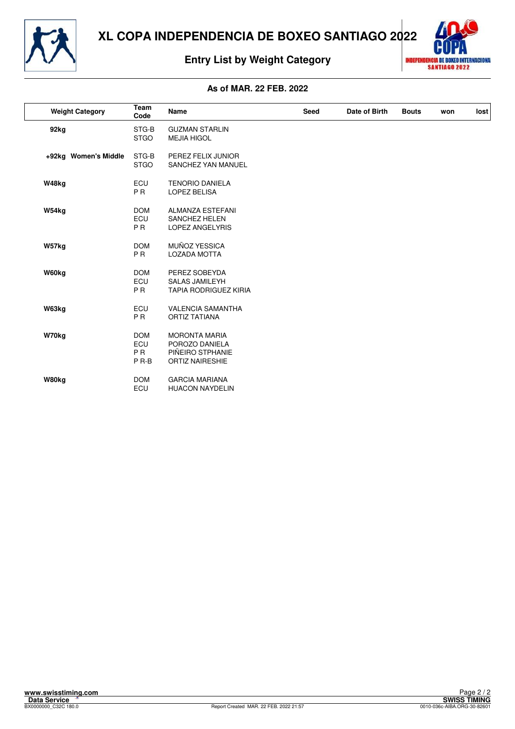# XL COPA INDEPENDENCIA DE BOXEO SANTIAGO 2022

## Entry List by Weight Category

**As of MAR. 22 FEB. 2022**

| Weight Category | Team Code | Name | Seed | Date of Birth | Bouts | won | lost |
|---|---|---|---|---|---|---|---|
| **92kg** | STG-B | GUZMAN STARLIN | | | | | |
| | STGO | MEJIA HIGOL | | | | | |
| **+92kg Women's Middle** | STG-B | PEREZ FELIX JUNIOR | | | | | |
| | STGO | SANCHEZ YAN MANUEL | | | | | |
| **W48kg** | ECU | TENORIO DANIELA | | | | | |
| | P R | LOPEZ BELISA | | | | | |
| **W54kg** | DOM | ALMANZA ESTEFANI | | | | | |
| | ECU | SANCHEZ HELEN | | | | | |
| | P R | LOPEZ ANGELYRIS | | | | | |
| **W57kg** | DOM | MUÑOZ YESSICA | | | | | |
| | P R | LOZADA MOTTA | | | | | |
| **W60kg** | DOM | PEREZ SOBEYDA | | | | | |
| | ECU | SALAS JAMILEYH | | | | | |
| | P R | TAPIA RODRIGUEZ KIRIA | | | | | |
| **W63kg** | ECU | VALENCIA SAMANTHA | | | | | |
| | P R | ORTIZ TATIANA | | | | | |
| **W70kg** | DOM | MORONTA MARIA | | | | | |
| | ECU | POROZO DANIELA | | | | | |
| | P R | PIÑEIRO STPHANIE | | | | | |
| | P R-B | ORTIZ NAIRESHIE | | | | | |
| **W80kg** | DOM | GARCIA MARIANA | | | | | |
| | ECU | HUACON NAYDELIN | | | | | |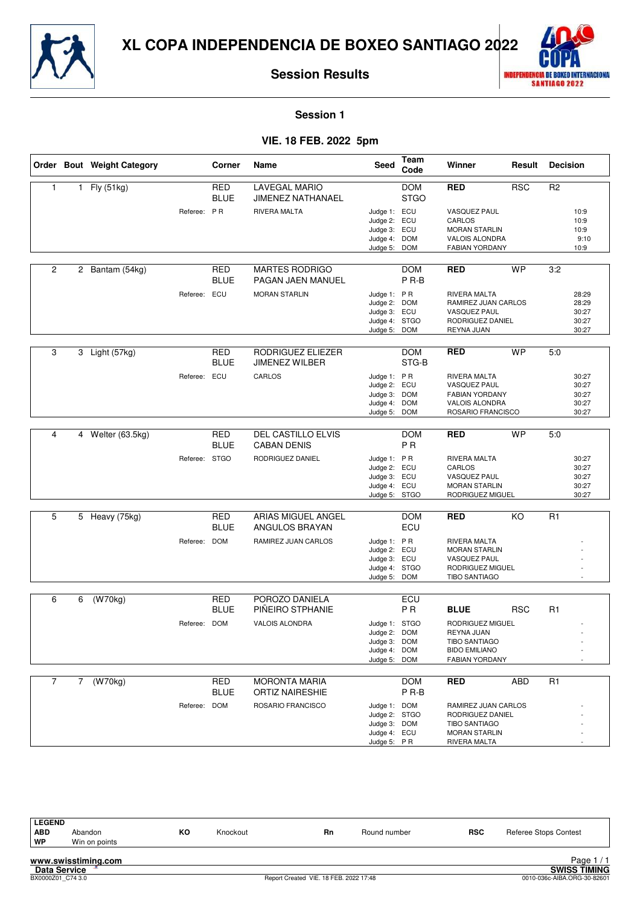# XL COPA INDEPENDENCIA DE BOXEO SANTIAGO 2022

## Session Results

### Session 1

### VIE. 18 FEB. 2022 5pm

| Order | Bout | Weight Category | Corner | Name | Seed | Team Code | Winner | Result | Decision |
|---|---|---|---|---|---|---|---|---|---|
| 1 | 1 | Fly (51kg) | RED | LAVEGAL MARIO | | DOM | **RED** | RSC | R2 |
| | | | BLUE | JIMENEZ NATHANAEL | | STGO | | | |
| | | Referee: | P R | RIVERA MALTA | Judge 1: | ECU | VASQUEZ PAUL | | 10:9 |
| | | | | | Judge 2: | ECU | CARLOS | | 10:9 |
| | | | | | Judge 3: | ECU | MORAN STARLIN | | 10:9 |
| | | | | | Judge 4: | DOM | VALOIS ALONDRA | | 9:10 |
| | | | | | Judge 5: | DOM | FABIAN YORDANY | | 10:9 |
| 2 | 2 | Bantam (54kg) | RED | MARTES RODRIGO | | DOM | **RED** | WP | 3:2 |
| | | | BLUE | PAGAN JAEN MANUEL | | P R-B | | | |
| | | Referee: | ECU | MORAN STARLIN | Judge 1: | P R | RIVERA MALTA | | 28:29 |
| | | | | | Judge 2: | DOM | RAMIREZ JUAN CARLOS | | 28:29 |
| | | | | | Judge 3: | ECU | VASQUEZ PAUL | | 30:27 |
| | | | | | Judge 4: | STGO | RODRIGUEZ DANIEL | | 30:27 |
| | | | | | Judge 5: | DOM | REYNA JUAN | | 30:27 |
| 3 | 3 | Light (57kg) | RED | RODRIGUEZ ELIEZER | | DOM | **RED** | WP | 5:0 |
| | | | BLUE | JIMENEZ WILBER | | STG-B | | | |
| | | Referee: | ECU | CARLOS | Judge 1: | P R | RIVERA MALTA | | 30:27 |
| | | | | | Judge 2: | ECU | VASQUEZ PAUL | | 30:27 |
| | | | | | Judge 3: | DOM | FABIAN YORDANY | | 30:27 |
| | | | | | Judge 4: | DOM | VALOIS ALONDRA | | 30:27 |
| | | | | | Judge 5: | DOM | ROSARIO FRANCISCO | | 30:27 |
| 4 | 4 | Welter (63.5kg) | RED | DEL CASTILLO ELVIS | | DOM | **RED** | WP | 5:0 |
| | | | BLUE | CABAN DENIS | | P R | | | |
| | | Referee: | STGO | RODRIGUEZ DANIEL | Judge 1: | P R | RIVERA MALTA | | 30:27 |
| | | | | | Judge 2: | ECU | CARLOS | | 30:27 |
| | | | | | Judge 3: | ECU | VASQUEZ PAUL | | 30:27 |
| | | | | | Judge 4: | ECU | MORAN STARLIN | | 30:27 |
| | | | | | Judge 5: | STGO | RODRIGUEZ MIGUEL | | 30:27 |
| 5 | 5 | Heavy (75kg) | RED | ARIAS MIGUEL ANGEL | | DOM | **RED** | KO | R1 |
| | | | BLUE | ANGULOS BRAYAN | | ECU | | | |
| | | Referee: | DOM | RAMIREZ JUAN CARLOS | Judge 1: | P R | RIVERA MALTA | | - |
| | | | | | Judge 2: | ECU | MORAN STARLIN | | - |
| | | | | | Judge 3: | ECU | VASQUEZ PAUL | | - |
| | | | | | Judge 4: | STGO | RODRIGUEZ MIGUEL | | - |
| | | | | | Judge 5: | DOM | TIBO SANTIAGO | | - |
| 6 | 6 | (W70kg) | RED | POROZO DANIELA | | ECU | | | |
| | | | BLUE | PIÑEIRO STPHANIE | | P R | **BLUE** | RSC | R1 |
| | | Referee: | DOM | VALOIS ALONDRA | Judge 1: | STGO | RODRIGUEZ MIGUEL | | - |
| | | | | | Judge 2: | DOM | REYNA JUAN | | - |
| | | | | | Judge 3: | DOM | TIBO SANTIAGO | | - |
| | | | | | Judge 4: | DOM | BIDO EMILIANO | | - |
| | | | | | Judge 5: | DOM | FABIAN YORDANY | | - |
| 7 | 7 | (W70kg) | RED | MORONTA MARIA | | DOM | **RED** | ABD | R1 |
| | | | BLUE | ORTIZ NAIRESHIE | | P R-B | | | |
| | | Referee: | DOM | ROSARIO FRANCISCO | Judge 1: | DOM | RAMIREZ JUAN CARLOS | | - |
| | | | | | Judge 2: | STGO | RODRIGUEZ DANIEL | | - |
| | | | | | Judge 3: | DOM | TIBO SANTIAGO | | - |
| | | | | | Judge 4: | ECU | MORAN STARLIN | | - |
| | | | | | Judge 5: | P R | RIVERA MALTA | | - |

**LEGEND**

| | | | | | | | |
|---|---|---|---|---|---|---|---|
| **ABD** | Abandon | **KO** | Knockout | **Rn** | Round number | **RSC** | Referee Stops Contest |
| **WP** | Win on points | | | | | | |

www.swisstiming.com
Data Service — SWISS TIMING
BX0000Z01_C74 3.0 — Report Created VIE. 18 FEB. 2022 17:48 — 0010-036c-AIBA.ORG-30-82601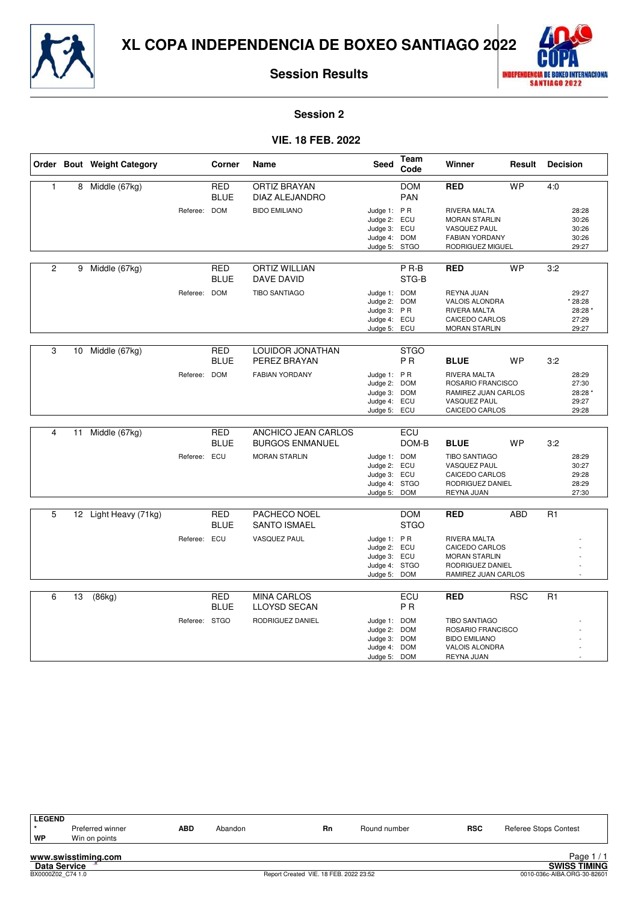# XL COPA INDEPENDENCIA DE BOXEO SANTIAGO 2022

## Session Results

### Session 2

### VIE. 18 FEB. 2022

| Order | Bout | Weight Category | Corner | Name | Seed | Team Code | Winner | Result | Decision |
|---|---|---|---|---|---|---|---|---|---|
| 1 | 8 | Middle (67kg) | RED | ORTIZ BRAYAN | | DOM | **RED** | WP | 4:0 |
| | | | BLUE | DIAZ ALEJANDRO | | PAN | | | |
| | | Referee: | DOM | BIDO EMILIANO | Judge 1: | P R | RIVERA MALTA | | 28:28 |
| | | | | | Judge 2: | ECU | MORAN STARLIN | | 30:26 |
| | | | | | Judge 3: | ECU | VASQUEZ PAUL | | 30:26 |
| | | | | | Judge 4: | DOM | FABIAN YORDANY | | 30:26 |
| | | | | | Judge 5: | STGO | RODRIGUEZ MIGUEL | | 29:27 |
| 2 | 9 | Middle (67kg) | RED | ORTIZ WILLIAN | | P R-B | **RED** | WP | 3:2 |
| | | | BLUE | DAVE DAVID | | STG-B | | | |
| | | Referee: | DOM | TIBO SANTIAGO | Judge 1: | DOM | REYNA JUAN | | 29:27 |
| | | | | | Judge 2: | DOM | VALOIS ALONDRA | | * 28:28 |
| | | | | | Judge 3: | P R | RIVERA MALTA | | 28:28 * |
| | | | | | Judge 4: | ECU | CAICEDO CARLOS | | 27:29 |
| | | | | | Judge 5: | ECU | MORAN STARLIN | | 29:27 |
| 3 | 10 | Middle (67kg) | RED | LOUIDOR JONATHAN | | STGO | | | |
| | | | BLUE | PEREZ BRAYAN | | P R | **BLUE** | WP | 3:2 |
| | | Referee: | DOM | FABIAN YORDANY | Judge 1: | P R | RIVERA MALTA | | 28:29 |
| | | | | | Judge 2: | DOM | ROSARIO FRANCISCO | | 27:30 |
| | | | | | Judge 3: | DOM | RAMIREZ JUAN CARLOS | | 28:28 * |
| | | | | | Judge 4: | ECU | VASQUEZ PAUL | | 29:27 |
| | | | | | Judge 5: | ECU | CAICEDO CARLOS | | 29:28 |
| 4 | 11 | Middle (67kg) | RED | ANCHICO JEAN CARLOS | | ECU | | | |
| | | | BLUE | BURGOS ENMANUEL | | DOM-B | **BLUE** | WP | 3:2 |
| | | Referee: | ECU | MORAN STARLIN | Judge 1: | DOM | TIBO SANTIAGO | | 28:29 |
| | | | | | Judge 2: | ECU | VASQUEZ PAUL | | 30:27 |
| | | | | | Judge 3: | ECU | CAICEDO CARLOS | | 29:28 |
| | | | | | Judge 4: | STGO | RODRIGUEZ DANIEL | | 28:29 |
| | | | | | Judge 5: | DOM | REYNA JUAN | | 27:30 |
| 5 | 12 | Light Heavy (71kg) | RED | PACHECO NOEL | | DOM | **RED** | ABD | R1 |
| | | | BLUE | SANTO ISMAEL | | STGO | | | |
| | | Referee: | ECU | VASQUEZ PAUL | Judge 1: | P R | RIVERA MALTA | | - |
| | | | | | Judge 2: | ECU | CAICEDO CARLOS | | - |
| | | | | | Judge 3: | ECU | MORAN STARLIN | | - |
| | | | | | Judge 4: | STGO | RODRIGUEZ DANIEL | | - |
| | | | | | Judge 5: | DOM | RAMIREZ JUAN CARLOS | | - |
| 6 | 13 | (86kg) | RED | MINA CARLOS | | ECU | **RED** | RSC | R1 |
| | | | BLUE | LLOYSD SECAN | | P R | | | |
| | | Referee: | STGO | RODRIGUEZ DANIEL | Judge 1: | DOM | TIBO SANTIAGO | | - |
| | | | | | Judge 2: | DOM | ROSARIO FRANCISCO | | - |
| | | | | | Judge 3: | DOM | BIDO EMILIANO | | - |
| | | | | | Judge 4: | DOM | VALOIS ALONDRA | | - |
| | | | | | Judge 5: | DOM | REYNA JUAN | | - |

**LEGEND**

| | | | | | | | |
|---|---|---|---|---|---|---|---|
| * | Preferred winner | ABD | Abandon | Rn | Round number | RSC | Referee Stops Contest |
| WP | Win on points | | | | | | |

www.swisstiming.com
Data Service
BX0000Z02_C74 1.0
Report Created VIE. 18 FEB. 2022 23:52
SWISS TIMING
0010-036c-AIBA.ORG-30-82601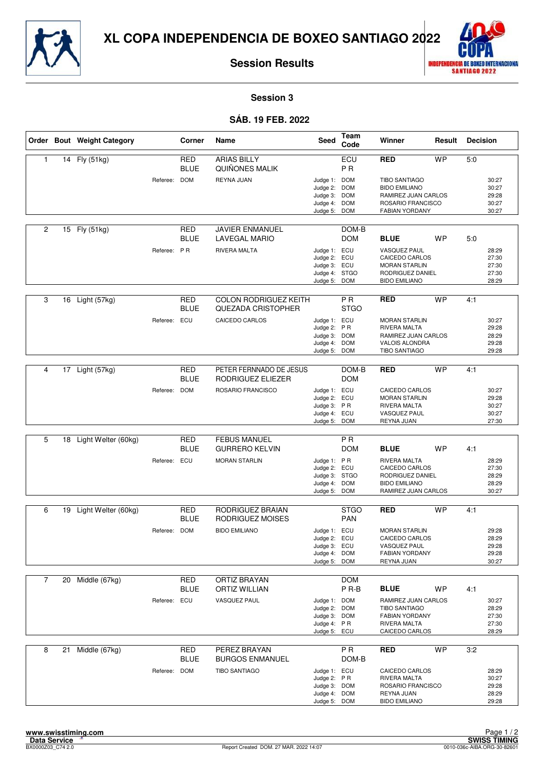# XL COPA INDEPENDENCIA DE BOXEO SANTIAGO 2022

## Session Results

### Session 3

### SÁB. 19 FEB. 2022

| Order | Bout | Weight Category | Corner | Name | Seed | Team Code | Winner | Result | Decision |
|---|---|---|---|---|---|---|---|---|---|
| 1 | 14 | Fly (51kg) | RED | ARIAS BILLY | | ECU | **RED** | WP | 5:0 |
| | | | BLUE | QUIÑONES MALIK | | P R | | | |
| | | Referee: DOM | | REYNA JUAN | Judge 1: | DOM | TIBO SANTIAGO | | 30:27 |
| | | | | | Judge 2: | DOM | BIDO EMILIANO | | 30:27 |
| | | | | | Judge 3: | DOM | RAMIREZ JUAN CARLOS | | 29:28 |
| | | | | | Judge 4: | DOM | ROSARIO FRANCISCO | | 30:27 |
| | | | | | Judge 5: | DOM | FABIAN YORDANY | | 30:27 |
| 2 | 15 | Fly (51kg) | RED | JAVIER ENMANUEL | | DOM-B | | | |
| | | | BLUE | LAVEGAL MARIO | | DOM | **BLUE** | WP | 5:0 |
| | | Referee: P R | | RIVERA MALTA | Judge 1: | ECU | VASQUEZ PAUL | | 28:29 |
| | | | | | Judge 2: | ECU | CAICEDO CARLOS | | 27:30 |
| | | | | | Judge 3: | ECU | MORAN STARLIN | | 27:30 |
| | | | | | Judge 4: | STGO | RODRIGUEZ DANIEL | | 27:30 |
| | | | | | Judge 5: | DOM | BIDO EMILIANO | | 28:29 |
| 3 | 16 | Light (57kg) | RED | COLON RODRIGUEZ KEITH | | P R | **RED** | WP | 4:1 |
| | | | BLUE | QUEZADA CRISTOPHER | | STGO | | | |
| | | Referee: ECU | | CAICEDO CARLOS | Judge 1: | ECU | MORAN STARLIN | | 30:27 |
| | | | | | Judge 2: | P R | RIVERA MALTA | | 29:28 |
| | | | | | Judge 3: | DOM | RAMIREZ JUAN CARLOS | | 28:29 |
| | | | | | Judge 4: | DOM | VALOIS ALONDRA | | 29:28 |
| | | | | | Judge 5: | DOM | TIBO SANTIAGO | | 29:28 |
| 4 | 17 | Light (57kg) | RED | PETER FERNNADO DE JESUS | | DOM-B | **RED** | WP | 4:1 |
| | | | BLUE | RODRIGUEZ ELIEZER | | DOM | | | |
| | | Referee: DOM | | ROSARIO FRANCISCO | Judge 1: | ECU | CAICEDO CARLOS | | 30:27 |
| | | | | | Judge 2: | ECU | MORAN STARLIN | | 29:28 |
| | | | | | Judge 3: | P R | RIVERA MALTA | | 30:27 |
| | | | | | Judge 4: | ECU | VASQUEZ PAUL | | 30:27 |
| | | | | | Judge 5: | DOM | REYNA JUAN | | 27:30 |
| 5 | 18 | Light Welter (60kg) | RED | FEBUS MANUEL | | P R | | | |
| | | | BLUE | GURRERO KELVIN | | DOM | **BLUE** | WP | 4:1 |
| | | Referee: ECU | | MORAN STARLIN | Judge 1: | P R | RIVERA MALTA | | 28:29 |
| | | | | | Judge 2: | ECU | CAICEDO CARLOS | | 27:30 |
| | | | | | Judge 3: | STGO | RODRIGUEZ DANIEL | | 28:29 |
| | | | | | Judge 4: | DOM | BIDO EMILIANO | | 28:29 |
| | | | | | Judge 5: | DOM | RAMIREZ JUAN CARLOS | | 30:27 |
| 6 | 19 | Light Welter (60kg) | RED | RODRIGUEZ BRAIAN | | STGO | **RED** | WP | 4:1 |
| | | | BLUE | RODRIGUEZ MOISES | | PAN | | | |
| | | Referee: DOM | | BIDO EMILIANO | Judge 1: | ECU | MORAN STARLIN | | 29:28 |
| | | | | | Judge 2: | ECU | CAICEDO CARLOS | | 28:29 |
| | | | | | Judge 3: | ECU | VASQUEZ PAUL | | 29:28 |
| | | | | | Judge 4: | DOM | FABIAN YORDANY | | 29:28 |
| | | | | | Judge 5: | DOM | REYNA JUAN | | 30:27 |
| 7 | 20 | Middle (67kg) | RED | ORTIZ BRAYAN | | DOM | | | |
| | | | BLUE | ORTIZ WILLIAN | | P R-B | **BLUE** | WP | 4:1 |
| | | Referee: ECU | | VASQUEZ PAUL | Judge 1: | DOM | RAMIREZ JUAN CARLOS | | 30:27 |
| | | | | | Judge 2: | DOM | TIBO SANTIAGO | | 28:29 |
| | | | | | Judge 3: | DOM | FABIAN YORDANY | | 27:30 |
| | | | | | Judge 4: | P R | RIVERA MALTA | | 27:30 |
| | | | | | Judge 5: | ECU | CAICEDO CARLOS | | 28:29 |
| 8 | 21 | Middle (67kg) | RED | PEREZ BRAYAN | | P R | **RED** | WP | 3:2 |
| | | | BLUE | BURGOS ENMANUEL | | DOM-B | | | |
| | | Referee: DOM | | TIBO SANTIAGO | Judge 1: | ECU | CAICEDO CARLOS | | 28:29 |
| | | | | | Judge 2: | P R | RIVERA MALTA | | 30:27 |
| | | | | | Judge 3: | DOM | ROSARIO FRANCISCO | | 29:28 |
| | | | | | Judge 4: | DOM | REYNA JUAN | | 28:29 |
| | | | | | Judge 5: | DOM | BIDO EMILIANO | | 29:28 |

www.swisstiming.com
Data Service
BX0000Z03_C74 2.0

Report Created DOM. 27 MAR. 2022 14:07

SWISS TIMING
0010-036c-AIBA.ORG-30-82601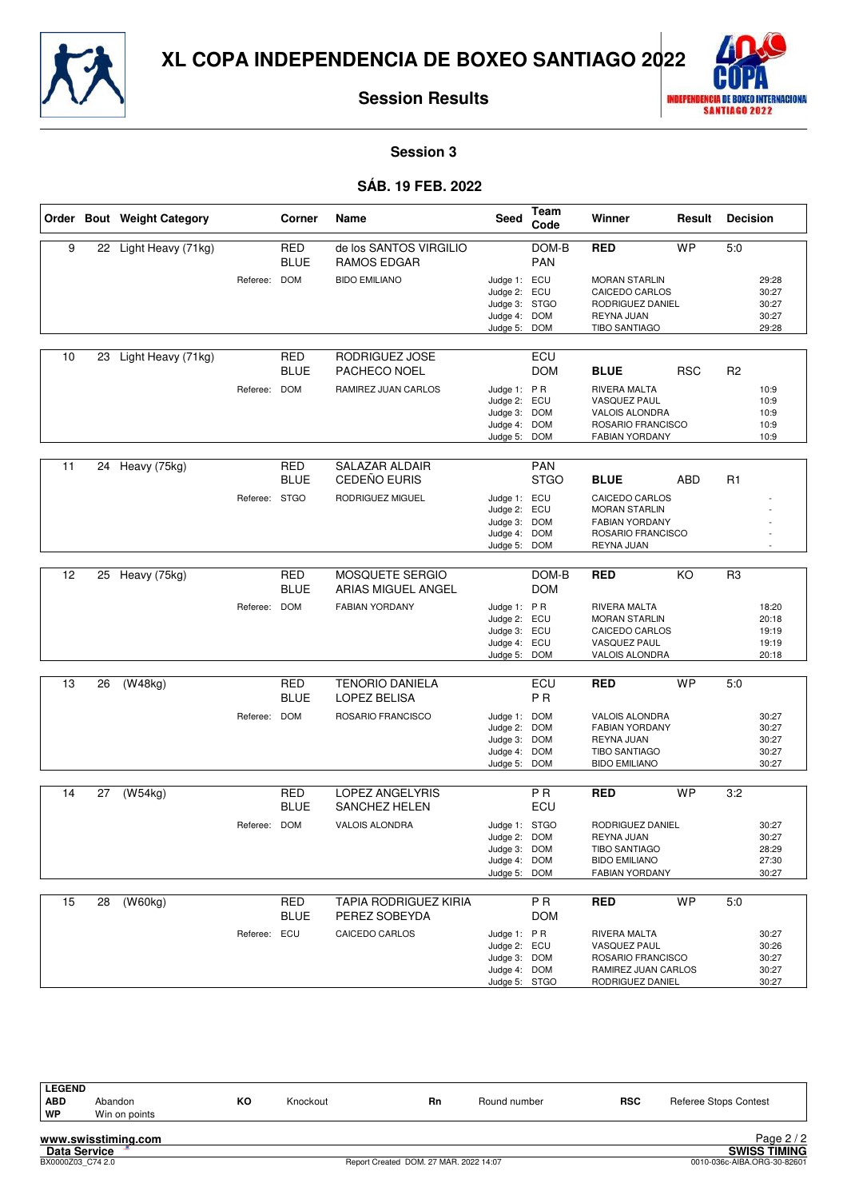# XL COPA INDEPENDENCIA DE BOXEO SANTIAGO 2022

## Session Results

### Session 3

### SÁB. 19 FEB. 2022

| Order | Bout | Weight Category | Corner | Name | Seed | Team Code | Winner | Result | Decision |
|---|---|---|---|---|---|---|---|---|---|
| 9 | 22 | Light Heavy (71kg) | RED | de los SANTOS VIRGILIO | | DOM-B | **RED** | WP | 5:0 |
| | | | BLUE | RAMOS EDGAR | | PAN | | | |
| | | Referee: | DOM | BIDO EMILIANO | Judge 1: | ECU | MORAN STARLIN | | 29:28 |
| | | | | | Judge 2: | ECU | CAICEDO CARLOS | | 30:27 |
| | | | | | Judge 3: | STGO | RODRIGUEZ DANIEL | | 30:27 |
| | | | | | Judge 4: | DOM | REYNA JUAN | | 30:27 |
| | | | | | Judge 5: | DOM | TIBO SANTIAGO | | 29:28 |
| 10 | 23 | Light Heavy (71kg) | RED | RODRIGUEZ JOSE | | ECU | | | |
| | | | BLUE | PACHECO NOEL | | DOM | **BLUE** | RSC | R2 |
| | | Referee: | DOM | RAMIREZ JUAN CARLOS | Judge 1: | P R | RIVERA MALTA | | 10:9 |
| | | | | | Judge 2: | ECU | VASQUEZ PAUL | | 10:9 |
| | | | | | Judge 3: | DOM | VALOIS ALONDRA | | 10:9 |
| | | | | | Judge 4: | DOM | ROSARIO FRANCISCO | | 10:9 |
| | | | | | Judge 5: | DOM | FABIAN YORDANY | | 10:9 |
| 11 | 24 | Heavy (75kg) | RED | SALAZAR ALDAIR | | PAN | | | |
| | | | BLUE | CEDEÑO EURIS | | STGO | **BLUE** | ABD | R1 |
| | | Referee: | STGO | RODRIGUEZ MIGUEL | Judge 1: | ECU | CAICEDO CARLOS | | - |
| | | | | | Judge 2: | ECU | MORAN STARLIN | | - |
| | | | | | Judge 3: | DOM | FABIAN YORDANY | | - |
| | | | | | Judge 4: | DOM | ROSARIO FRANCISCO | | - |
| | | | | | Judge 5: | DOM | REYNA JUAN | | - |
| 12 | 25 | Heavy (75kg) | RED | MOSQUETE SERGIO | | DOM-B | **RED** | KO | R3 |
| | | | BLUE | ARIAS MIGUEL ANGEL | | DOM | | | |
| | | Referee: | DOM | FABIAN YORDANY | Judge 1: | P R | RIVERA MALTA | | 18:20 |
| | | | | | Judge 2: | ECU | MORAN STARLIN | | 20:18 |
| | | | | | Judge 3: | ECU | CAICEDO CARLOS | | 19:19 |
| | | | | | Judge 4: | ECU | VASQUEZ PAUL | | 19:19 |
| | | | | | Judge 5: | DOM | VALOIS ALONDRA | | 20:18 |
| 13 | 26 | (W48kg) | RED | TENORIO DANIELA | | ECU | **RED** | WP | 5:0 |
| | | | BLUE | LOPEZ BELISA | | P R | | | |
| | | Referee: | DOM | ROSARIO FRANCISCO | Judge 1: | DOM | VALOIS ALONDRA | | 30:27 |
| | | | | | Judge 2: | DOM | FABIAN YORDANY | | 30:27 |
| | | | | | Judge 3: | DOM | REYNA JUAN | | 30:27 |
| | | | | | Judge 4: | DOM | TIBO SANTIAGO | | 30:27 |
| | | | | | Judge 5: | DOM | BIDO EMILIANO | | 30:27 |
| 14 | 27 | (W54kg) | RED | LOPEZ ANGELYRIS | | P R | **RED** | WP | 3:2 |
| | | | BLUE | SANCHEZ HELEN | | ECU | | | |
| | | Referee: | DOM | VALOIS ALONDRA | Judge 1: | STGO | RODRIGUEZ DANIEL | | 30:27 |
| | | | | | Judge 2: | DOM | REYNA JUAN | | 30:27 |
| | | | | | Judge 3: | DOM | TIBO SANTIAGO | | 28:29 |
| | | | | | Judge 4: | DOM | BIDO EMILIANO | | 27:30 |
| | | | | | Judge 5: | DOM | FABIAN YORDANY | | 30:27 |
| 15 | 28 | (W60kg) | RED | TAPIA RODRIGUEZ KIRIA | | P R | **RED** | WP | 5:0 |
| | | | BLUE | PEREZ SOBEYDA | | DOM | | | |
| | | Referee: | ECU | CAICEDO CARLOS | Judge 1: | P R | RIVERA MALTA | | 30:27 |
| | | | | | Judge 2: | ECU | VASQUEZ PAUL | | 30:26 |
| | | | | | Judge 3: | DOM | ROSARIO FRANCISCO | | 30:27 |
| | | | | | Judge 4: | DOM | RAMIREZ JUAN CARLOS | | 30:27 |
| | | | | | Judge 5: | STGO | RODRIGUEZ DANIEL | | 30:27 |

| LEGEND | | | | | | | |
|---|---|---|---|---|---|---|---|
| ABD | Abandon | KO | Knockout | Rn | Round number | RSC | Referee Stops Contest |
| WP | Win on points | | | | | | |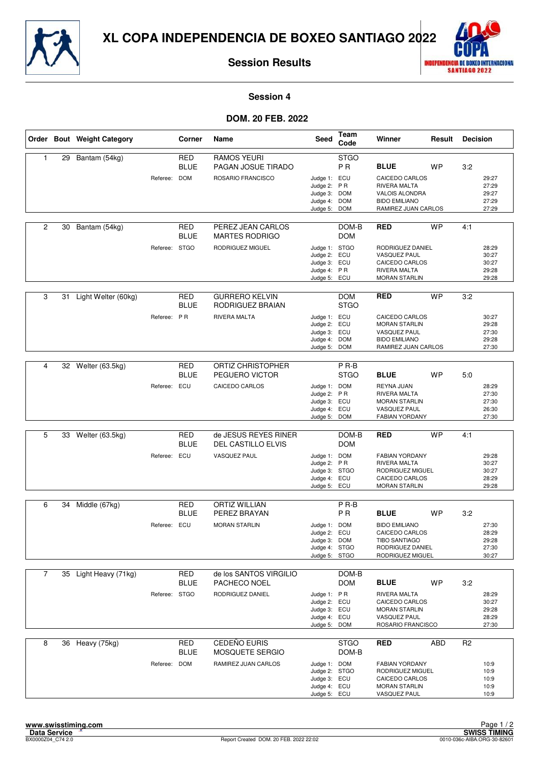# XL COPA INDEPENDENCIA DE BOXEO SANTIAGO 2022

## Session Results

### Session 4

### DOM. 20 FEB. 2022

| Order | Bout | Weight Category | Corner | Name | Seed | Team Code | Winner | Result | Decision |
|---|---|---|---|---|---|---|---|---|---|
| 1 | 29 | Bantam (54kg) | RED | RAMOS YEURI | | STGO | | | |
| | | | BLUE | PAGAN JOSUE TIRADO | | P R | **BLUE** | WP | 3:2 |
| | | Referee: | DOM | ROSARIO FRANCISCO | Judge 1: | ECU | CAICEDO CARLOS | | 29:27 |
| | | | | | Judge 2: | P R | RIVERA MALTA | | 27:29 |
| | | | | | Judge 3: | DOM | VALOIS ALONDRA | | 29:27 |
| | | | | | Judge 4: | DOM | BIDO EMILIANO | | 27:29 |
| | | | | | Judge 5: | DOM | RAMIREZ JUAN CARLOS | | 27:29 |
| 2 | 30 | Bantam (54kg) | RED | PEREZ JEAN CARLOS | | DOM-B | **RED** | WP | 4:1 |
| | | | BLUE | MARTES RODRIGO | | DOM | | | |
| | | Referee: | STGO | RODRIGUEZ MIGUEL | Judge 1: | STGO | RODRIGUEZ DANIEL | | 28:29 |
| | | | | | Judge 2: | ECU | VASQUEZ PAUL | | 30:27 |
| | | | | | Judge 3: | ECU | CAICEDO CARLOS | | 30:27 |
| | | | | | Judge 4: | P R | RIVERA MALTA | | 29:28 |
| | | | | | Judge 5: | ECU | MORAN STARLIN | | 29:28 |
| 3 | 31 | Light Welter (60kg) | RED | GURRERO KELVIN | | DOM | **RED** | WP | 3:2 |
| | | | BLUE | RODRIGUEZ BRAIAN | | STGO | | | |
| | | Referee: | P R | RIVERA MALTA | Judge 1: | ECU | CAICEDO CARLOS | | 30:27 |
| | | | | | Judge 2: | ECU | MORAN STARLIN | | 29:28 |
| | | | | | Judge 3: | ECU | VASQUEZ PAUL | | 27:30 |
| | | | | | Judge 4: | DOM | BIDO EMILIANO | | 29:28 |
| | | | | | Judge 5: | DOM | RAMIREZ JUAN CARLOS | | 27:30 |
| 4 | 32 | Welter (63.5kg) | RED | ORTIZ CHRISTOPHER | | P R-B | | | |
| | | | BLUE | PEGUERO VICTOR | | STGO | **BLUE** | WP | 5:0 |
| | | Referee: | ECU | CAICEDO CARLOS | Judge 1: | DOM | REYNA JUAN | | 28:29 |
| | | | | | Judge 2: | P R | RIVERA MALTA | | 27:30 |
| | | | | | Judge 3: | ECU | MORAN STARLIN | | 27:30 |
| | | | | | Judge 4: | ECU | VASQUEZ PAUL | | 26:30 |
| | | | | | Judge 5: | DOM | FABIAN YORDANY | | 27:30 |
| 5 | 33 | Welter (63.5kg) | RED | de JESUS REYES RINER | | DOM-B | **RED** | WP | 4:1 |
| | | | BLUE | DEL CASTILLO ELVIS | | DOM | | | |
| | | Referee: | ECU | VASQUEZ PAUL | Judge 1: | DOM | FABIAN YORDANY | | 29:28 |
| | | | | | Judge 2: | P R | RIVERA MALTA | | 30:27 |
| | | | | | Judge 3: | STGO | RODRIGUEZ MIGUEL | | 30:27 |
| | | | | | Judge 4: | ECU | CAICEDO CARLOS | | 28:29 |
| | | | | | Judge 5: | ECU | MORAN STARLIN | | 29:28 |
| 6 | 34 | Middle (67kg) | RED | ORTIZ WILLIAN | | P R-B | | | |
| | | | BLUE | PEREZ BRAYAN | | P R | **BLUE** | WP | 3:2 |
| | | Referee: | ECU | MORAN STARLIN | Judge 1: | DOM | BIDO EMILIANO | | 27:30 |
| | | | | | Judge 2: | ECU | CAICEDO CARLOS | | 28:29 |
| | | | | | Judge 3: | DOM | TIBO SANTIAGO | | 29:28 |
| | | | | | Judge 4: | STGO | RODRIGUEZ DANIEL | | 27:30 |
| | | | | | Judge 5: | STGO | RODRIGUEZ MIGUEL | | 30:27 |
| 7 | 35 | Light Heavy (71kg) | RED | de los SANTOS VIRGILIO | | DOM-B | | | |
| | | | BLUE | PACHECO NOEL | | DOM | **BLUE** | WP | 3:2 |
| | | Referee: | STGO | RODRIGUEZ DANIEL | Judge 1: | P R | RIVERA MALTA | | 28:29 |
| | | | | | Judge 2: | ECU | CAICEDO CARLOS | | 30:27 |
| | | | | | Judge 3: | ECU | MORAN STARLIN | | 29:28 |
| | | | | | Judge 4: | ECU | VASQUEZ PAUL | | 28:29 |
| | | | | | Judge 5: | DOM | ROSARIO FRANCISCO | | 27:30 |
| 8 | 36 | Heavy (75kg) | RED | CEDEÑO EURIS | | STGO | **RED** | ABD | R2 |
| | | | BLUE | MOSQUETE SERGIO | | DOM-B | | | |
| | | Referee: | DOM | RAMIREZ JUAN CARLOS | Judge 1: | DOM | FABIAN YORDANY | | 10:9 |
| | | | | | Judge 2: | STGO | RODRIGUEZ MIGUEL | | 10:9 |
| | | | | | Judge 3: | ECU | CAICEDO CARLOS | | 10:9 |
| | | | | | Judge 4: | ECU | MORAN STARLIN | | 10:9 |
| | | | | | Judge 5: | ECU | VASQUEZ PAUL | | 10:9 |

www.swisstiming.com
Data Service
BX0000Z04_C74 2.0
Report Created DOM. 20 FEB. 2022 22:02
SWISS TIMING
0010-036c-AIBA.ORG-30-82601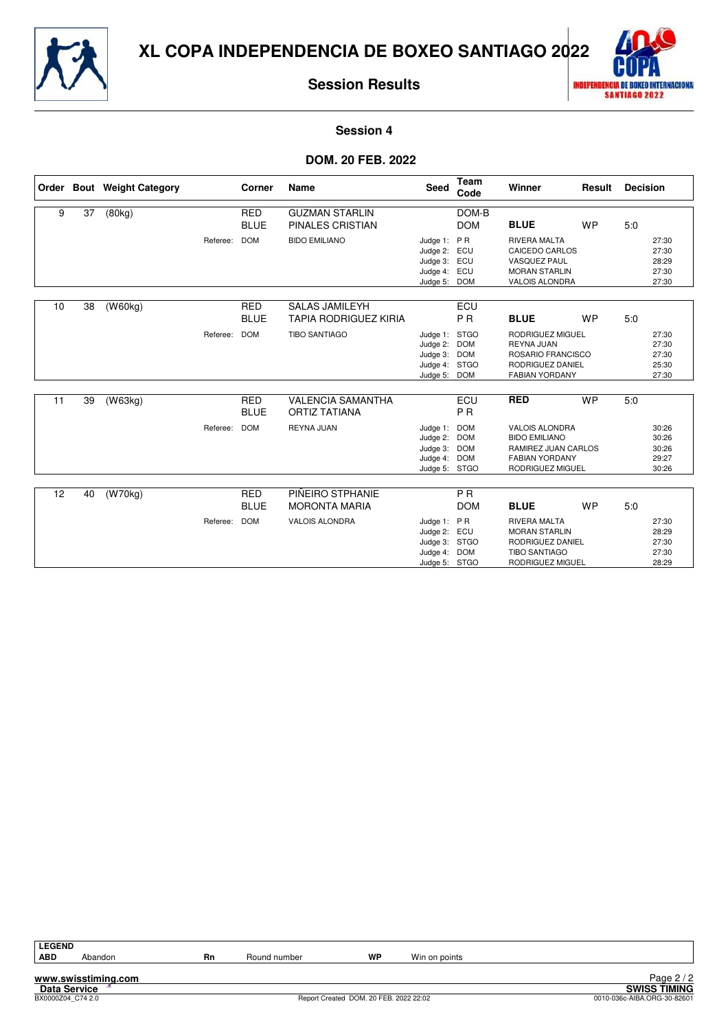# XL COPA INDEPENDENCIA DE BOXEO SANTIAGO 2022

## Session Results

### Session 4

### DOM. 20 FEB. 2022

| Order | Bout | Weight Category | Corner | Name | Seed | Team Code | Winner | Result | Decision |
|---|---|---|---|---|---|---|---|---|---|
| 9 | 37 | (80kg) | RED | GUZMAN STARLIN | | DOM-B | | | |
| | | | BLUE | PINALES CRISTIAN | | DOM | **BLUE** | WP | 5:0 |
| | | Referee: | DOM | BIDO EMILIANO | Judge 1: | P R | RIVERA MALTA | | 27:30 |
| | | | | | Judge 2: | ECU | CAICEDO CARLOS | | 27:30 |
| | | | | | Judge 3: | ECU | VASQUEZ PAUL | | 28:29 |
| | | | | | Judge 4: | ECU | MORAN STARLIN | | 27:30 |
| | | | | | Judge 5: | DOM | VALOIS ALONDRA | | 27:30 |
| 10 | 38 | (W60kg) | RED | SALAS JAMILEYH | | ECU | | | |
| | | | BLUE | TAPIA RODRIGUEZ KIRIA | | P R | **BLUE** | WP | 5:0 |
| | | Referee: | DOM | TIBO SANTIAGO | Judge 1: | STGO | RODRIGUEZ MIGUEL | | 27:30 |
| | | | | | Judge 2: | DOM | REYNA JUAN | | 27:30 |
| | | | | | Judge 3: | DOM | ROSARIO FRANCISCO | | 27:30 |
| | | | | | Judge 4: | STGO | RODRIGUEZ DANIEL | | 25:30 |
| | | | | | Judge 5: | DOM | FABIAN YORDANY | | 27:30 |
| 11 | 39 | (W63kg) | RED | VALENCIA SAMANTHA | | ECU | **RED** | WP | 5:0 |
| | | | BLUE | ORTIZ TATIANA | | P R | | | |
| | | Referee: | DOM | REYNA JUAN | Judge 1: | DOM | VALOIS ALONDRA | | 30:26 |
| | | | | | Judge 2: | DOM | BIDO EMILIANO | | 30:26 |
| | | | | | Judge 3: | DOM | RAMIREZ JUAN CARLOS | | 30:26 |
| | | | | | Judge 4: | DOM | FABIAN YORDANY | | 29:27 |
| | | | | | Judge 5: | STGO | RODRIGUEZ MIGUEL | | 30:26 |
| 12 | 40 | (W70kg) | RED | PIÑEIRO STPHANIE | | P R | | | |
| | | | BLUE | MORONTA MARIA | | DOM | **BLUE** | WP | 5:0 |
| | | Referee: | DOM | VALOIS ALONDRA | Judge 1: | P R | RIVERA MALTA | | 27:30 |
| | | | | | Judge 2: | ECU | MORAN STARLIN | | 28:29 |
| | | | | | Judge 3: | STGO | RODRIGUEZ DANIEL | | 27:30 |
| | | | | | Judge 4: | DOM | TIBO SANTIAGO | | 27:30 |
| | | | | | Judge 5: | STGO | RODRIGUEZ MIGUEL | | 28:29 |

| LEGEND | | | | | |
|---|---|---|---|---|---|
| ABD | Abandon | Rn | Round number | WP | Win on points |

www.swisstiming.com
Data Service
BX0000Z04_C74 2.0 — Report Created DOM. 20 FEB. 2022 22:02 — SWISS TIMING 0010-036c-AIBA.ORG-30-82601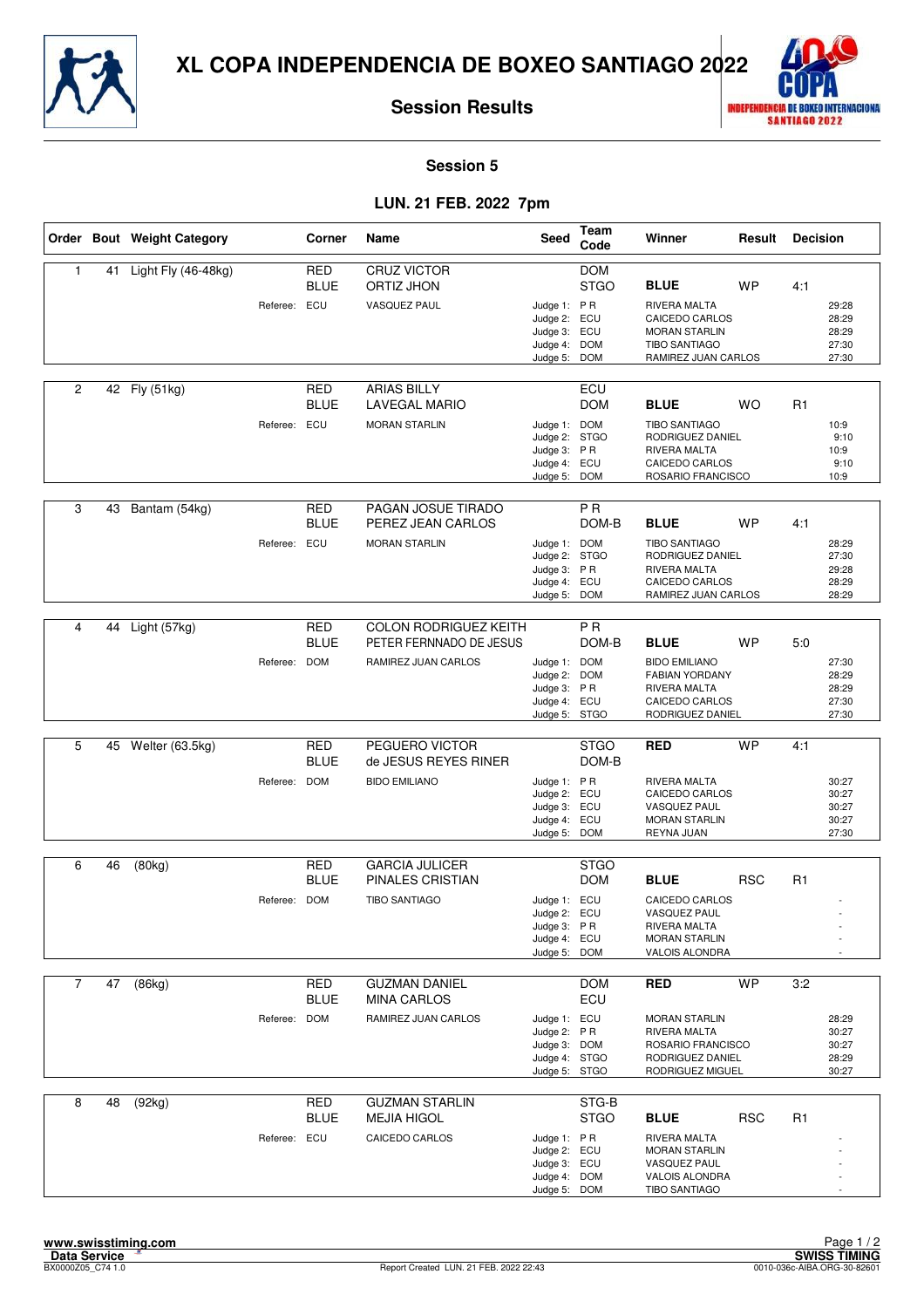# XL COPA INDEPENDENCIA DE BOXEO SANTIAGO 2022

## Session Results

### Session 5

### LUN. 21 FEB. 2022 7pm

| Order | Bout | Weight Category | Corner | Name | Seed | Team Code | Winner | Result | Decision |
|---|---|---|---|---|---|---|---|---|---|
| 1 | 41 | Light Fly (46-48kg) | RED | CRUZ VICTOR | | DOM | | | |
| | | | BLUE | ORTIZ JHON | | STGO | **BLUE** | WP | 4:1 |
| | | Referee: | ECU | VASQUEZ PAUL | Judge 1: | P R | RIVERA MALTA | | 29:28 |
| | | | | | Judge 2: | ECU | CAICEDO CARLOS | | 28:29 |
| | | | | | Judge 3: | ECU | MORAN STARLIN | | 28:29 |
| | | | | | Judge 4: | DOM | TIBO SANTIAGO | | 27:30 |
| | | | | | Judge 5: | DOM | RAMIREZ JUAN CARLOS | | 27:30 |
| 2 | 42 | Fly (51kg) | RED | ARIAS BILLY | | ECU | | | |
| | | | BLUE | LAVEGAL MARIO | | DOM | **BLUE** | WO | R1 |
| | | Referee: | ECU | MORAN STARLIN | Judge 1: | DOM | TIBO SANTIAGO | | 10:9 |
| | | | | | Judge 2: | STGO | RODRIGUEZ DANIEL | | 9:10 |
| | | | | | Judge 3: | P R | RIVERA MALTA | | 10:9 |
| | | | | | Judge 4: | ECU | CAICEDO CARLOS | | 9:10 |
| | | | | | Judge 5: | DOM | ROSARIO FRANCISCO | | 10:9 |
| 3 | 43 | Bantam (54kg) | RED | PAGAN JOSUE TIRADO | | P R | | | |
| | | | BLUE | PEREZ JEAN CARLOS | | DOM-B | **BLUE** | WP | 4:1 |
| | | Referee: | ECU | MORAN STARLIN | Judge 1: | DOM | TIBO SANTIAGO | | 28:29 |
| | | | | | Judge 2: | STGO | RODRIGUEZ DANIEL | | 27:30 |
| | | | | | Judge 3: | P R | RIVERA MALTA | | 29:28 |
| | | | | | Judge 4: | ECU | CAICEDO CARLOS | | 28:29 |
| | | | | | Judge 5: | DOM | RAMIREZ JUAN CARLOS | | 28:29 |
| 4 | 44 | Light (57kg) | RED | COLON RODRIGUEZ KEITH | | P R | | | |
| | | | BLUE | PETER FERNNADO DE JESUS | | DOM-B | **BLUE** | WP | 5:0 |
| | | Referee: | DOM | RAMIREZ JUAN CARLOS | Judge 1: | DOM | BIDO EMILIANO | | 27:30 |
| | | | | | Judge 2: | DOM | FABIAN YORDANY | | 28:29 |
| | | | | | Judge 3: | P R | RIVERA MALTA | | 28:29 |
| | | | | | Judge 4: | ECU | CAICEDO CARLOS | | 27:30 |
| | | | | | Judge 5: | STGO | RODRIGUEZ DANIEL | | 27:30 |
| 5 | 45 | Welter (63.5kg) | RED | PEGUERO VICTOR | | STGO | **RED** | WP | 4:1 |
| | | | BLUE | de JESUS REYES RINER | | DOM-B | | | |
| | | Referee: | DOM | BIDO EMILIANO | Judge 1: | P R | RIVERA MALTA | | 30:27 |
| | | | | | Judge 2: | ECU | CAICEDO CARLOS | | 30:27 |
| | | | | | Judge 3: | ECU | VASQUEZ PAUL | | 30:27 |
| | | | | | Judge 4: | ECU | MORAN STARLIN | | 30:27 |
| | | | | | Judge 5: | DOM | REYNA JUAN | | 27:30 |
| 6 | 46 | (80kg) | RED | GARCIA JULICER | | STGO | | | |
| | | | BLUE | PINALES CRISTIAN | | DOM | **BLUE** | RSC | R1 |
| | | Referee: | DOM | TIBO SANTIAGO | Judge 1: | ECU | CAICEDO CARLOS | | - |
| | | | | | Judge 2: | ECU | VASQUEZ PAUL | | - |
| | | | | | Judge 3: | P R | RIVERA MALTA | | - |
| | | | | | Judge 4: | ECU | MORAN STARLIN | | - |
| | | | | | Judge 5: | DOM | VALOIS ALONDRA | | - |
| 7 | 47 | (86kg) | RED | GUZMAN DANIEL | | DOM | **RED** | WP | 3:2 |
| | | | BLUE | MINA CARLOS | | ECU | | | |
| | | Referee: | DOM | RAMIREZ JUAN CARLOS | Judge 1: | ECU | MORAN STARLIN | | 28:29 |
| | | | | | Judge 2: | P R | RIVERA MALTA | | 30:27 |
| | | | | | Judge 3: | DOM | ROSARIO FRANCISCO | | 30:27 |
| | | | | | Judge 4: | STGO | RODRIGUEZ DANIEL | | 28:29 |
| | | | | | Judge 5: | STGO | RODRIGUEZ MIGUEL | | 30:27 |
| 8 | 48 | (92kg) | RED | GUZMAN STARLIN | | STG-B | | | |
| | | | BLUE | MEJIA HIGOL | | STGO | **BLUE** | RSC | R1 |
| | | Referee: | ECU | CAICEDO CARLOS | Judge 1: | P R | RIVERA MALTA | | - |
| | | | | | Judge 2: | ECU | MORAN STARLIN | | - |
| | | | | | Judge 3: | ECU | VASQUEZ PAUL | | - |
| | | | | | Judge 4: | DOM | VALOIS ALONDRA | | - |
| | | | | | Judge 5: | DOM | TIBO SANTIAGO | | - |

www.swisstiming.com
Data Service
BX0000Z05_C74 1.0

Report Created LUN. 21 FEB. 2022 22:43

SWISS TIMING
0010-036c-AIBA.ORG-30-82601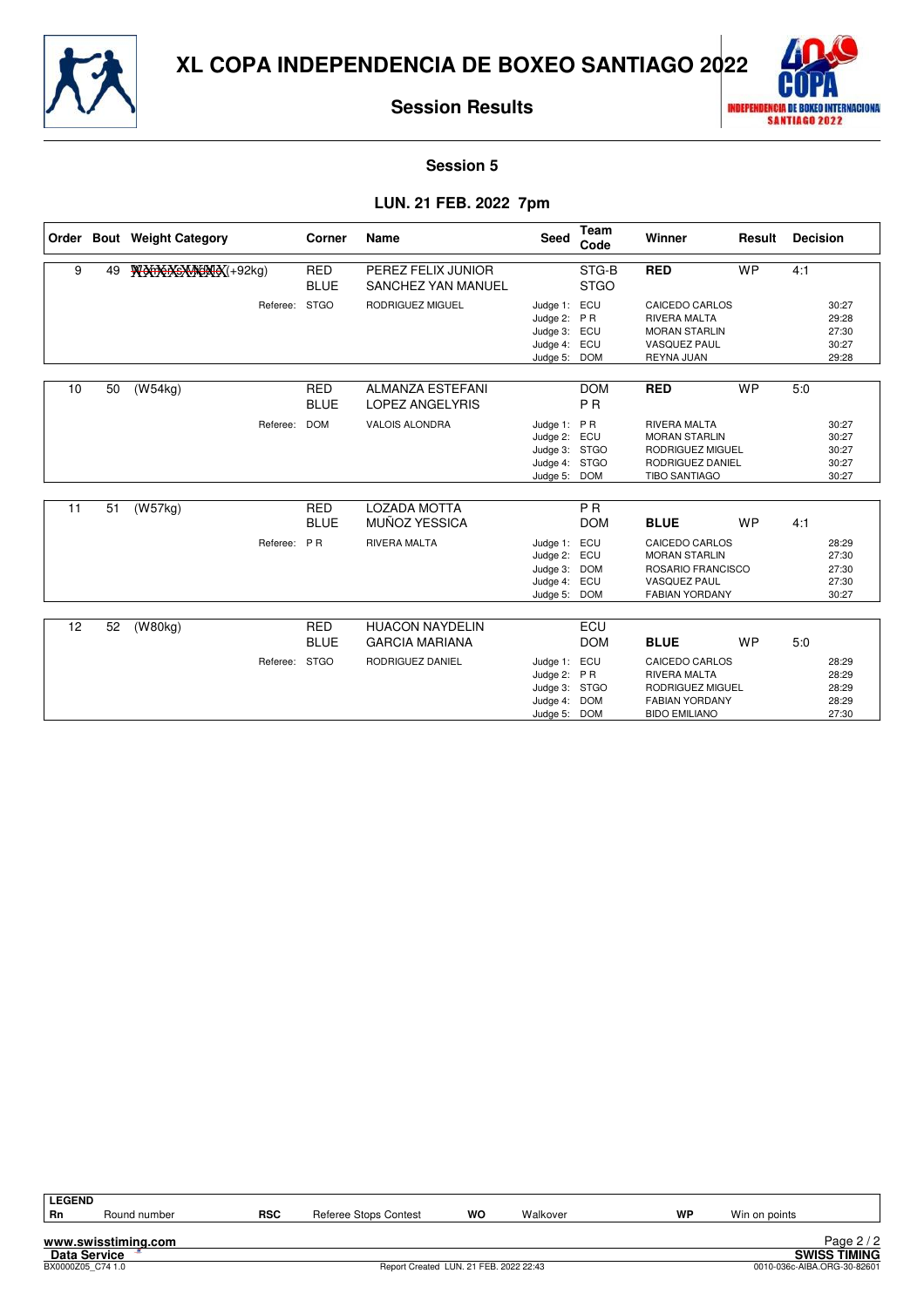# XL COPA INDEPENDENCIA DE BOXEO SANTIAGO 2022

## Session Results

### Session 5

### LUN. 21 FEB. 2022 7pm

| Order | Bout | Weight Category | Corner | Name | Seed | Team Code | Winner | Result | Decision |
|---|---|---|---|---|---|---|---|---|---|
| 9 | 49 | (+92kg) | RED | PEREZ FELIX JUNIOR | | STG-B | **RED** | WP | 4:1 |
| | | | BLUE | SANCHEZ YAN MANUEL | | STGO | | | |
| | | Referee: | STGO | RODRIGUEZ MIGUEL | Judge 1: | ECU | CAICEDO CARLOS | | 30:27 |
| | | | | | Judge 2: | P R | RIVERA MALTA | | 29:28 |
| | | | | | Judge 3: | ECU | MORAN STARLIN | | 27:30 |
| | | | | | Judge 4: | ECU | VASQUEZ PAUL | | 30:27 |
| | | | | | Judge 5: | DOM | REYNA JUAN | | 29:28 |
| 10 | 50 | (W54kg) | RED | ALMANZA ESTEFANI | | DOM | **RED** | WP | 5:0 |
| | | | BLUE | LOPEZ ANGELYRIS | | P R | | | |
| | | Referee: | DOM | VALOIS ALONDRA | Judge 1: | P R | RIVERA MALTA | | 30:27 |
| | | | | | Judge 2: | ECU | MORAN STARLIN | | 30:27 |
| | | | | | Judge 3: | STGO | RODRIGUEZ MIGUEL | | 30:27 |
| | | | | | Judge 4: | STGO | RODRIGUEZ DANIEL | | 30:27 |
| | | | | | Judge 5: | DOM | TIBO SANTIAGO | | 30:27 |
| 11 | 51 | (W57kg) | RED | LOZADA MOTTA | | P R | | | |
| | | | BLUE | MUÑOZ YESSICA | | DOM | **BLUE** | WP | 4:1 |
| | | Referee: | P R | RIVERA MALTA | Judge 1: | ECU | CAICEDO CARLOS | | 28:29 |
| | | | | | Judge 2: | ECU | MORAN STARLIN | | 27:30 |
| | | | | | Judge 3: | DOM | ROSARIO FRANCISCO | | 27:30 |
| | | | | | Judge 4: | ECU | VASQUEZ PAUL | | 27:30 |
| | | | | | Judge 5: | DOM | FABIAN YORDANY | | 30:27 |
| 12 | 52 | (W80kg) | RED | HUACON NAYDELIN | | ECU | | | |
| | | | BLUE | GARCIA MARIANA | | DOM | **BLUE** | WP | 5:0 |
| | | Referee: | STGO | RODRIGUEZ DANIEL | Judge 1: | ECU | CAICEDO CARLOS | | 28:29 |
| | | | | | Judge 2: | P R | RIVERA MALTA | | 28:29 |
| | | | | | Judge 3: | STGO | RODRIGUEZ MIGUEL | | 28:29 |
| | | | | | Judge 4: | DOM | FABIAN YORDANY | | 28:29 |
| | | | | | Judge 5: | DOM | BIDO EMILIANO | | 27:30 |

| LEGEND | | | | | | | |
|---|---|---|---|---|---|---|---|
| Rn | Round number | RSC | Referee Stops Contest | WO | Walkover | WP | Win on points |

www.swisstiming.com
Data Service — SWISS TIMING
BX0000Z05_C74 1.0 — Report Created LUN. 21 FEB. 2022 22:43 — 0010-036c-AIBA.ORG-30-82601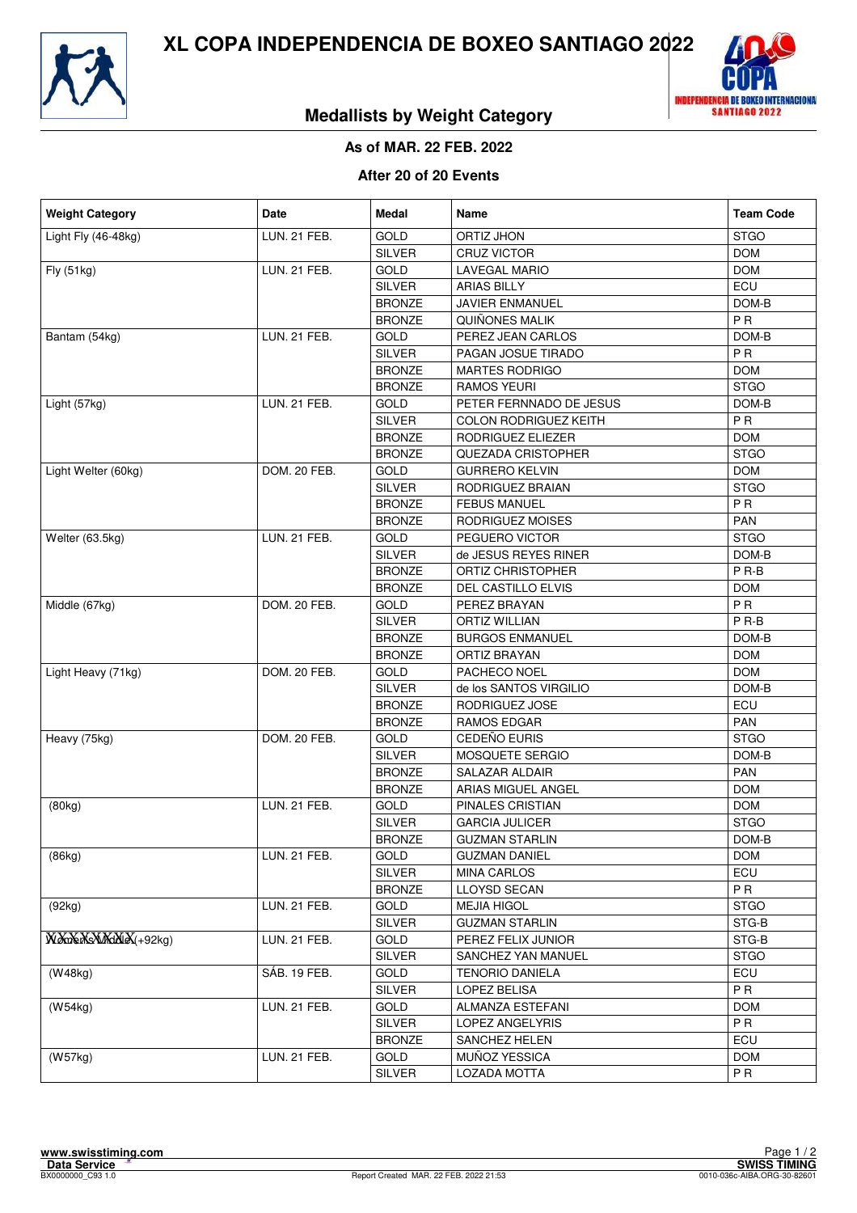# XL COPA INDEPENDENCIA DE BOXEO SANTIAGO 2022

## Medallists by Weight Category

**As of MAR. 22 FEB. 2022**

**After 20 of 20 Events**

| Weight Category | Date | Medal | Name | Team Code |
|---|---|---|---|---|
| Light Fly (46-48kg) | LUN. 21 FEB. | GOLD | ORTIZ JHON | STGO |
| | | SILVER | CRUZ VICTOR | DOM |
| Fly (51kg) | LUN. 21 FEB. | GOLD | LAVEGAL MARIO | DOM |
| | | SILVER | ARIAS BILLY | ECU |
| | | BRONZE | JAVIER ENMANUEL | DOM-B |
| | | BRONZE | QUIÑONES MALIK | P R |
| Bantam (54kg) | LUN. 21 FEB. | GOLD | PEREZ JEAN CARLOS | DOM-B |
| | | SILVER | PAGAN JOSUE TIRADO | P R |
| | | BRONZE | MARTES RODRIGO | DOM |
| | | BRONZE | RAMOS YEURI | STGO |
| Light (57kg) | LUN. 21 FEB. | GOLD | PETER FERNNADO DE JESUS | DOM-B |
| | | SILVER | COLON RODRIGUEZ KEITH | P R |
| | | BRONZE | RODRIGUEZ ELIEZER | DOM |
| | | BRONZE | QUEZADA CRISTOPHER | STGO |
| Light Welter (60kg) | DOM. 20 FEB. | GOLD | GURRERO KELVIN | DOM |
| | | SILVER | RODRIGUEZ BRAIAN | STGO |
| | | BRONZE | FEBUS MANUEL | P R |
| | | BRONZE | RODRIGUEZ MOISES | PAN |
| Welter (63.5kg) | LUN. 21 FEB. | GOLD | PEGUERO VICTOR | STGO |
| | | SILVER | de JESUS REYES RINER | DOM-B |
| | | BRONZE | ORTIZ CHRISTOPHER | P R-B |
| | | BRONZE | DEL CASTILLO ELVIS | DOM |
| Middle (67kg) | DOM. 20 FEB. | GOLD | PEREZ BRAYAN | P R |
| | | SILVER | ORTIZ WILLIAN | P R-B |
| | | BRONZE | BURGOS ENMANUEL | DOM-B |
| | | BRONZE | ORTIZ BRAYAN | DOM |
| Light Heavy (71kg) | DOM. 20 FEB. | GOLD | PACHECO NOEL | DOM |
| | | SILVER | de los SANTOS VIRGILIO | DOM-B |
| | | BRONZE | RODRIGUEZ JOSE | ECU |
| | | BRONZE | RAMOS EDGAR | PAN |
| Heavy (75kg) | DOM. 20 FEB. | GOLD | CEDEÑO EURIS | STGO |
| | | SILVER | MOSQUETE SERGIO | DOM-B |
| | | BRONZE | SALAZAR ALDAIR | PAN |
| | | BRONZE | ARIAS MIGUEL ANGEL | DOM |
| (80kg) | LUN. 21 FEB. | GOLD | PINALES CRISTIAN | DOM |
| | | SILVER | GARCIA JULICER | STGO |
| | | BRONZE | GUZMAN STARLIN | DOM-B |
| (86kg) | LUN. 21 FEB. | GOLD | GUZMAN DANIEL | DOM |
| | | SILVER | MINA CARLOS | ECU |
| | | BRONZE | LLOYSD SECAN | P R |
| (92kg) | LUN. 21 FEB. | GOLD | MEJIA HIGOL | STGO |
| | | SILVER | GUZMAN STARLIN | STG-B |
| XXXXXXXX(+92kg) | LUN. 21 FEB. | GOLD | PEREZ FELIX JUNIOR | STG-B |
| | | SILVER | SANCHEZ YAN MANUEL | STGO |
| (W48kg) | SÁB. 19 FEB. | GOLD | TENORIO DANIELA | ECU |
| | | SILVER | LOPEZ BELISA | P R |
| (W54kg) | LUN. 21 FEB. | GOLD | ALMANZA ESTEFANI | DOM |
| | | SILVER | LOPEZ ANGELYRIS | P R |
| | | BRONZE | SANCHEZ HELEN | ECU |
| (W57kg) | LUN. 21 FEB. | GOLD | MUÑOZ YESSICA | DOM |
| | | SILVER | LOZADA MOTTA | P R |

Report Created MAR. 22 FEB. 2022 21:53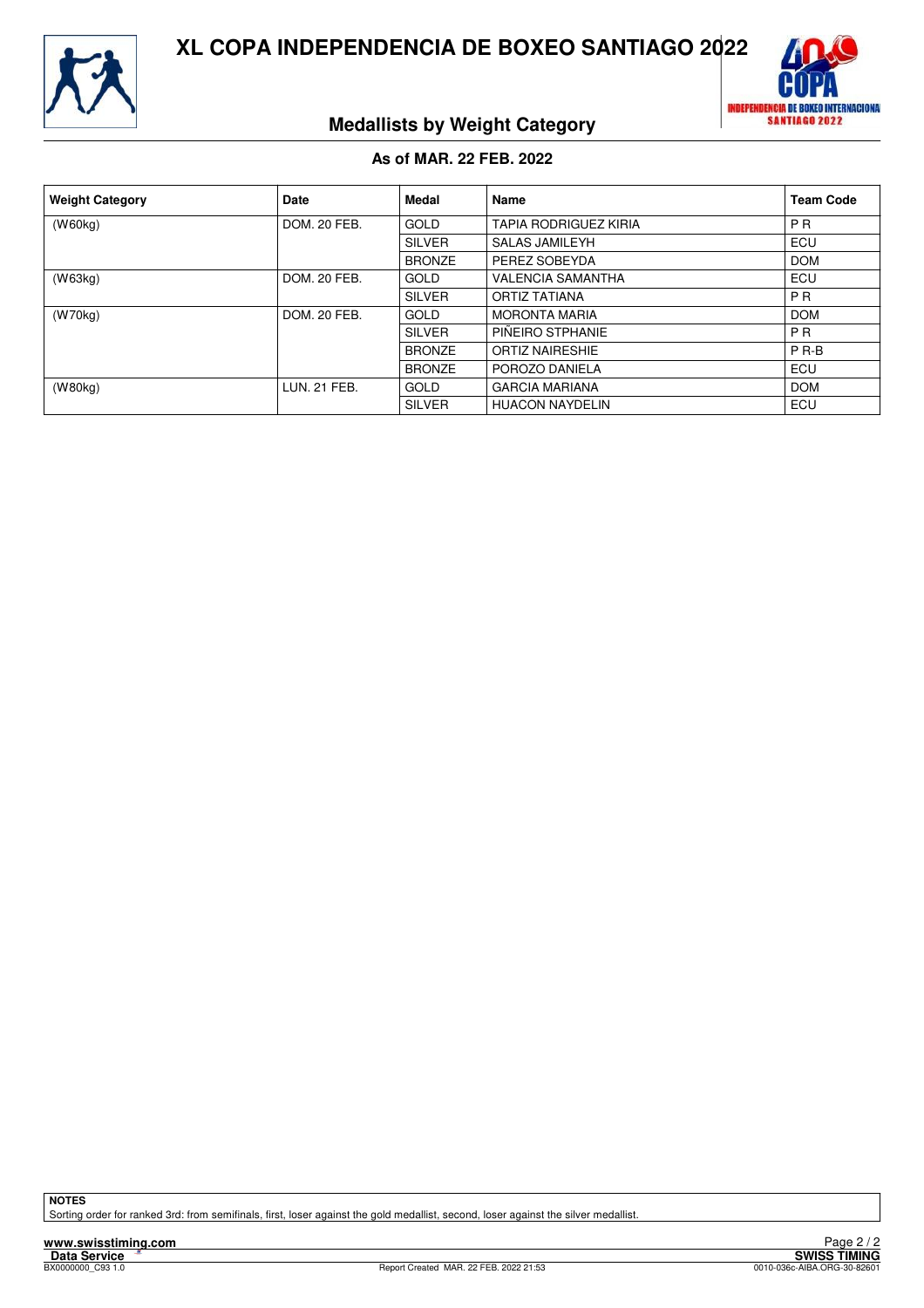# XL COPA INDEPENDENCIA DE BOXEO SANTIAGO 2022

## Medallists by Weight Category

**As of MAR. 22 FEB. 2022**

| Weight Category | Date | Medal | Name | Team Code |
|---|---|---|---|---|
| (W60kg) | DOM. 20 FEB. | GOLD | TAPIA RODRIGUEZ KIRIA | P R |
| | | SILVER | SALAS JAMILEYH | ECU |
| | | BRONZE | PEREZ SOBEYDA | DOM |
| (W63kg) | DOM. 20 FEB. | GOLD | VALENCIA SAMANTHA | ECU |
| | | SILVER | ORTIZ TATIANA | P R |
| (W70kg) | DOM. 20 FEB. | GOLD | MORONTA MARIA | DOM |
| | | SILVER | PIÑEIRO STPHANIE | P R |
| | | BRONZE | ORTIZ NAIRESHIE | P R-B |
| | | BRONZE | POROZO DANIELA | ECU |
| (W80kg) | LUN. 21 FEB. | GOLD | GARCIA MARIANA | DOM |
| | | SILVER | HUACON NAYDELIN | ECU |

**NOTES**

Sorting order for ranked 3rd: from semifinals, first, loser against the gold medallist, second, loser against the silver medallist.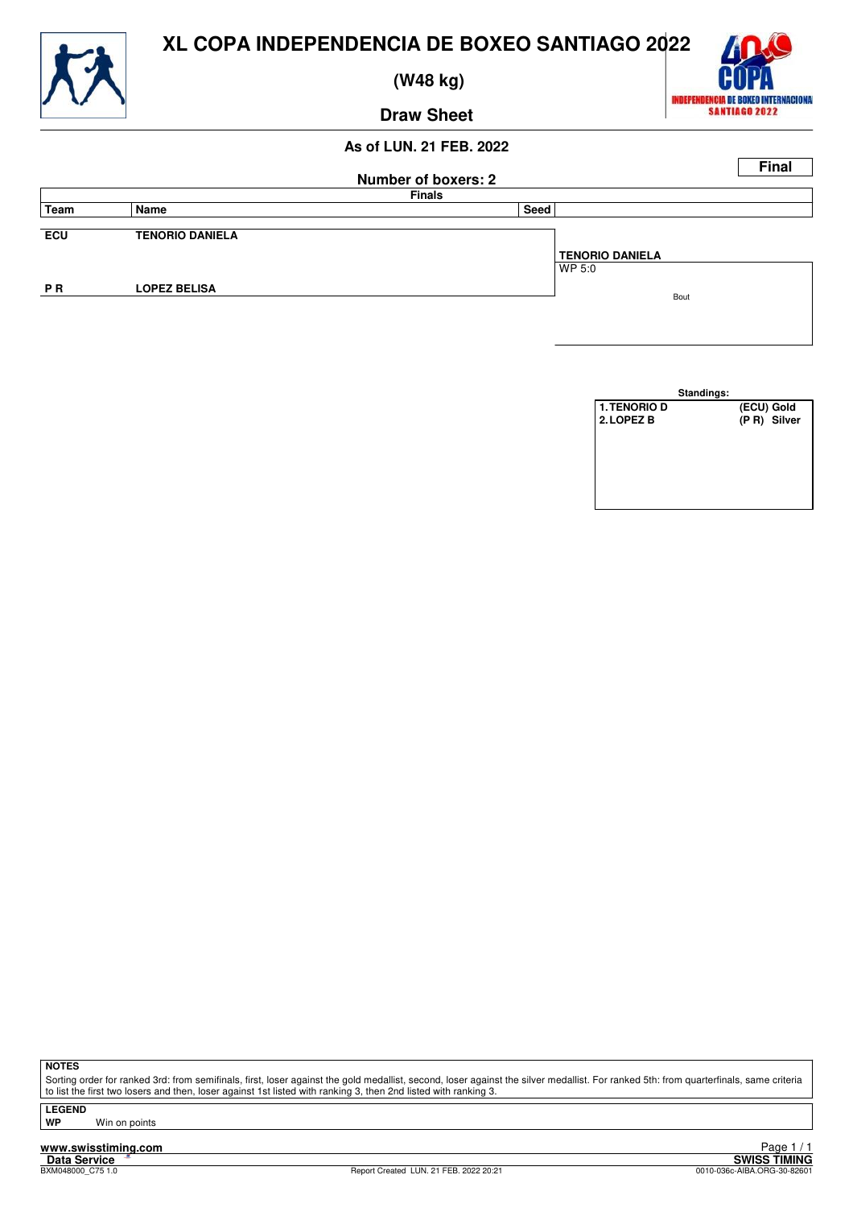# XL COPA INDEPENDENCIA DE BOXEO SANTIAGO 2022

## (W48 kg)

## Draw Sheet

### As of LUN. 21 FEB. 2022

**Final**

**Number of boxers: 2**

**Finals**

| Team | Name | Seed | |
|---|---|---|---|
| ECU | TENORIO DANIELA | | TENORIO DANIELA WP 5:0 |
| P R | LOPEZ BELISA | | |

Bout

**Standings:**

| | |
|---|---|
| 1. TENORIO D | (ECU) Gold |
| 2. LOPEZ B | (P R) Silver |

**NOTES**

Sorting order for ranked 3rd: from semifinals, first, loser against the gold medallist, second, loser against the silver medallist. For ranked 5th: from quarterfinals, same criteria to list the first two losers and then, loser against 1st listed with ranking 3, then 2nd listed with ranking 3.

**LEGEND**

**WP** Win on points

www.swisstiming.com
Data Service
BXM048000_C75 1.0
Report Created LUN. 21 FEB. 2022 20:21
SWISS TIMING
0010-036c-AIBA.ORG-30-82601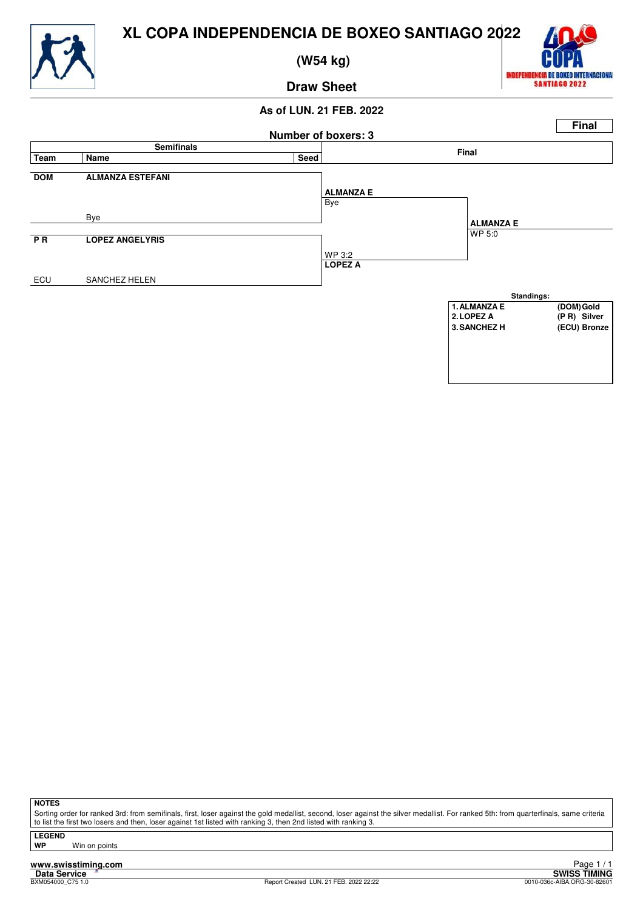# XL COPA INDEPENDENCIA DE BOXEO SANTIAGO 2022

## (W54 kg)

## Draw Sheet

**As of LUN. 21 FEB. 2022**

**Final**

**Number of boxers: 3**

| Semifinals | | | Final | |
|---|---|---|---|---|
| **Team** | **Name** | **Seed** | | |
| **DOM** | **ALMANZA ESTEFANI** | | **ALMANZA E** | |
| | Bye | | Bye | **ALMANZA E** |
| **P R** | **LOPEZ ANGELYRIS** | | WP 3:2 | WP 5:0 |
| ECU | SANCHEZ HELEN | | **LOPEZ A** | |

**Standings:**

| | |
|---|---|
| **1. ALMANZA E** | **(DOM) Gold** |
| **2. LOPEZ A** | **(P R) Silver** |
| **3. SANCHEZ H** | **(ECU) Bronze** |

**NOTES**

Sorting order for ranked 3rd: from semifinals, first, loser against the gold medallist, second, loser against the silver medallist. For ranked 5th: from quarterfinals, same criteria to list the first two losers and then, loser against 1st listed with ranking 3, then 2nd listed with ranking 3.

**LEGEND**

**WP** Win on points

www.swisstiming.com

Data Service

BXM054000_C75 1.0

Report Created LUN. 21 FEB. 2022 22:22

SWISS TIMING

0010-036c-AIBA.ORG-30-82601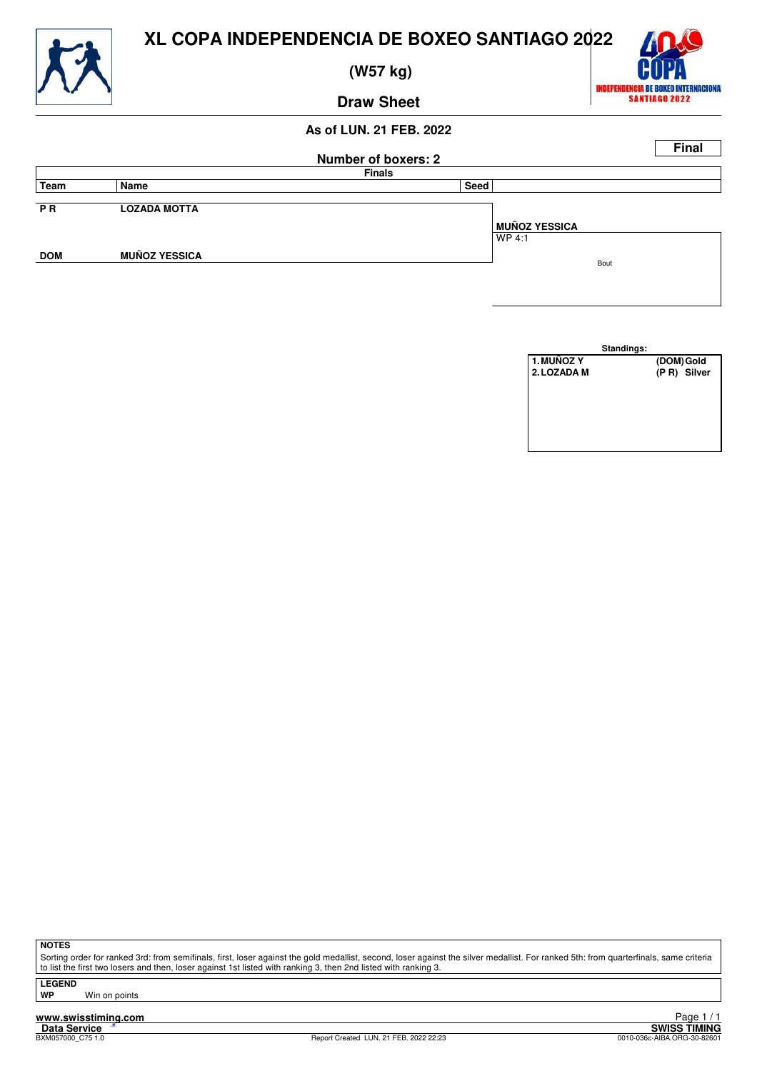# XL COPA INDEPENDENCIA DE BOXEO SANTIAGO 2022

## (W57 kg)

## Draw Sheet

### As of LUN. 21 FEB. 2022

**Final**

**Number of boxers: 2**

**Finals**

| Team | Name | Seed | |
|---|---|---|---|
| P R | LOZADA MOTTA | | |
| | | | MUÑOZ YESSICA |
| | | | WP 4:1 |
| DOM | MUÑOZ YESSICA | | |
| | | | Bout |

**Standings:**

| | | |
|---|---|---|
| 1. MUÑOZ Y | (DOM) | Gold |
| 2. LOZADA M | (P R) | Silver |

**NOTES**

Sorting order for ranked 3rd: from semifinals, first, loser against the gold medallist, second, loser against the silver medallist. For ranked 5th: from quarterfinals, same criteria to list the first two losers and then, loser against 1st listed with ranking 3, then 2nd listed with ranking 3.

**LEGEND**

**WP** Win on points

www.swisstiming.com

Data Service

BXM057000_C75 1.0

Report Created LUN. 21 FEB. 2022 22:23

SWISS TIMING

0010-036c-AIBA.ORG-30-82601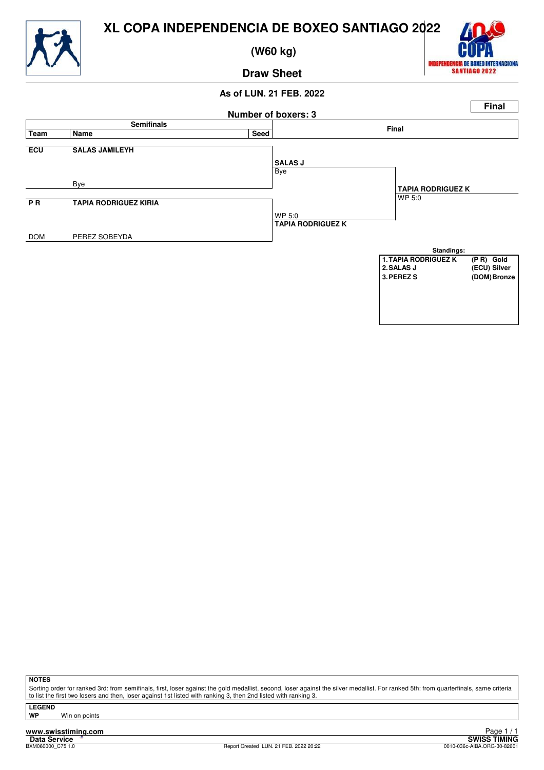# XL COPA INDEPENDENCIA DE BOXEO SANTIAGO 2022

## (W60 kg)

### Draw Sheet

**As of LUN. 21 FEB. 2022**

**Final**

**Number of boxers: 3**

| Team | Name | Seed | Semifinals result | Final result |
|---|---|---|---|---|
| ECU | SALAS JAMILEYH | | **SALAS J** Bye | |
| | Bye | | | **TAPIA RODRIGUEZ K** WP 5:0 |
| P R | TAPIA RODRIGUEZ KIRIA | | WP 5:0 **TAPIA RODRIGUEZ K** | |
| DOM | PEREZ SOBEYDA | | | |

**Standings:**

| | | |
|---|---|---|
| 1. TAPIA RODRIGUEZ K | (P R) | Gold |
| 2. SALAS J | (ECU) | Silver |
| 3. PEREZ S | (DOM) | Bronze |

**NOTES**

Sorting order for ranked 3rd: from semifinals, first, loser against the gold medallist, second, loser against the silver medallist. For ranked 5th: from quarterfinals, same criteria to list the first two losers and then, loser against 1st listed with ranking 3, then 2nd listed with ranking 3.

**LEGEND**

**WP** Win on points

www.swisstiming.com

Data Service

BXM060000_C75 1.0 Report Created LUN. 21 FEB. 2022 20:22 SWISS TIMING 0010-036c-AIBA.ORG-30-82601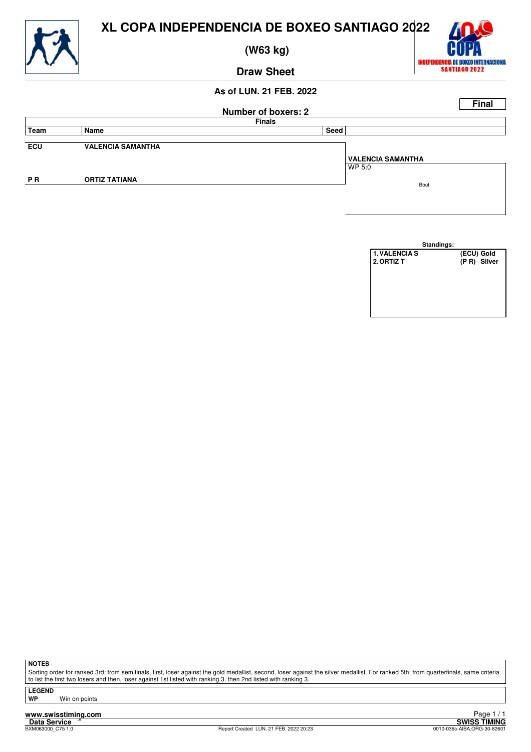# XL COPA INDEPENDENCIA DE BOXEO SANTIAGO 2022

## (W63 kg)

## Draw Sheet

**As of LUN. 21 FEB. 2022**

**Final**

**Number of boxers: 2**

**Finals**

| Team | Name | Seed | |
|---|---|---|---|
| ECU | VALENCIA SAMANTHA | | **VALENCIA SAMANTHA**<br>WP 5:0 |
| P R | ORTIZ TATIANA | | Bout |

**Standings:**

| | |
|---|---|
| 1. VALENCIA S | (ECU) Gold |
| 2. ORTIZ T | (P R) Silver |

**NOTES**

Sorting order for ranked 3rd: from semifinals, first, loser against the gold medallist, second, loser against the silver medallist. For ranked 5th: from quarterfinals, same criteria to list the first two losers and then, loser against 1st listed with ranking 3, then 2nd listed with ranking 3.

**LEGEND**

**WP** Win on points

www.swisstiming.com
Data Service
BXM063000_C75 1.0

Report Created LUN. 21 FEB. 2022 20:23

SWISS TIMING
0010-036c-AIBA.ORG-30-82601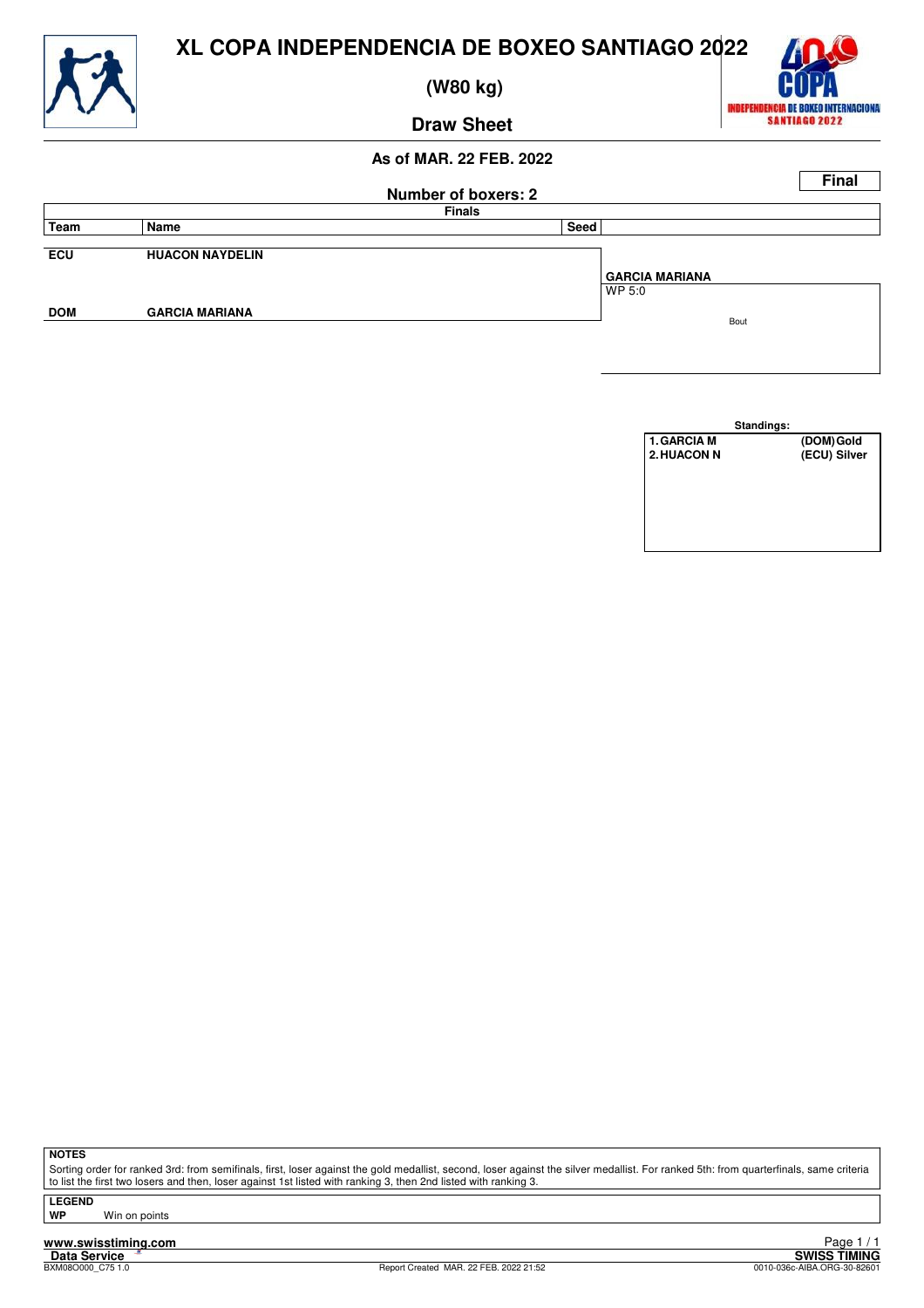# XL COPA INDEPENDENCIA DE BOXEO SANTIAGO 2022

## (W80 kg)

## Draw Sheet

**As of MAR. 22 FEB. 2022**

**Final**

**Number of boxers: 2**

**Finals**

| Team | Name | Seed | |
|---|---|---|---|
| ECU | HUACON NAYDELIN | | GARCIA MARIANA<br>WP 5:0 |
| DOM | GARCIA MARIANA | | |

Bout

**Standings:**

| | |
|---|---|
| 1. GARCIA M | (DOM) Gold |
| 2. HUACON N | (ECU) Silver |

**NOTES**

Sorting order for ranked 3rd: from semifinals, first, loser against the gold medallist, second, loser against the silver medallist. For ranked 5th: from quarterfinals, same criteria to list the first two losers and then, loser against 1st listed with ranking 3, then 2nd listed with ranking 3.

**LEGEND**

**WP** Win on points

www.swisstiming.com
Data Service
BXM08O000_C75 1.0
Report Created MAR. 22 FEB. 2022 21:52
SWISS TIMING
0010-036c-AIBA.ORG-30-82601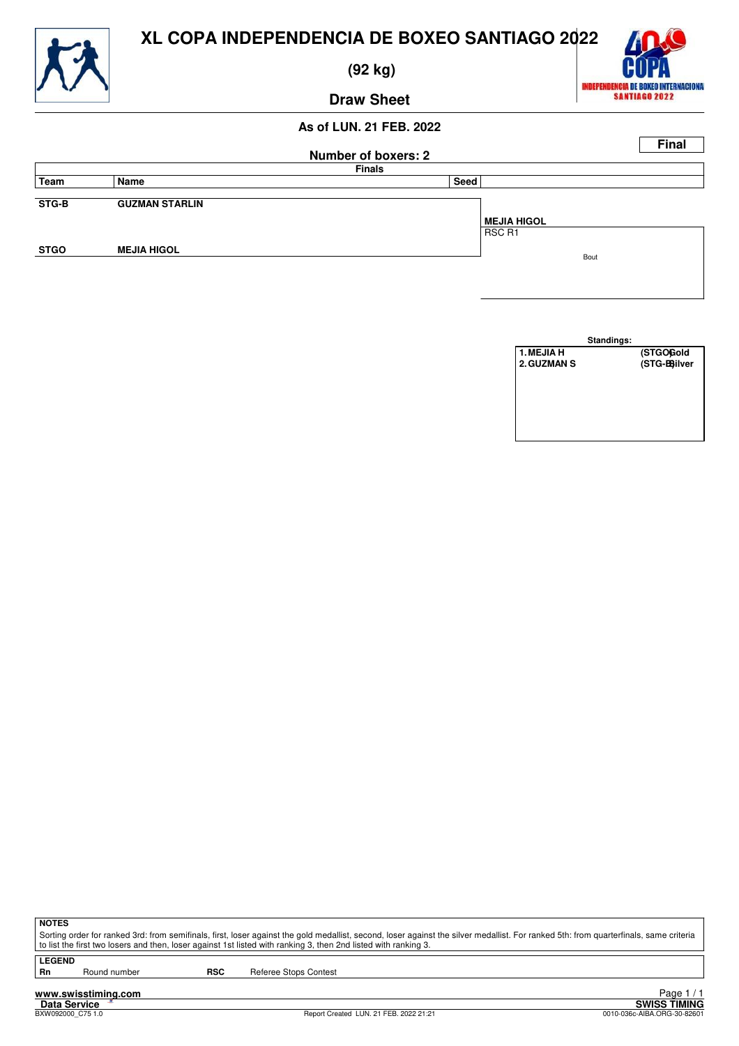# XL COPA INDEPENDENCIA DE BOXEO SANTIAGO 2022

## (92 kg)

## Draw Sheet

### As of LUN. 21 FEB. 2022

**Final**

**Number of boxers: 2**

| Team | Name | Seed | Finals |
|---|---|---|---|
| STG-B | GUZMAN STARLIN | | **MEJIA HIGOL** RSC R1 |
| STGO | MEJIA HIGOL | | |

Bout

**Standings:**

| | | |
|---|---|---|
| 1. MEJIA H | (STGO) | Gold |
| 2. GUZMAN S | (STG-B) | Silver |

**NOTES**

Sorting order for ranked 3rd: from semifinals, first, loser against the gold medallist, second, loser against the silver medallist. For ranked 5th: from quarterfinals, same criteria to list the first two losers and then, loser against 1st listed with ranking 3, then 2nd listed with ranking 3.

**LEGEND**

| | | | |
|---|---|---|---|
| **Rn** | Round number | **RSC** | Referee Stops Contest |

www.swisstiming.com

Data Service

BXW092000_C75 1.0 — Report Created LUN. 21 FEB. 2022 21:21 — SWISS TIMING — 0010-036c-AIBA.ORG-30-82601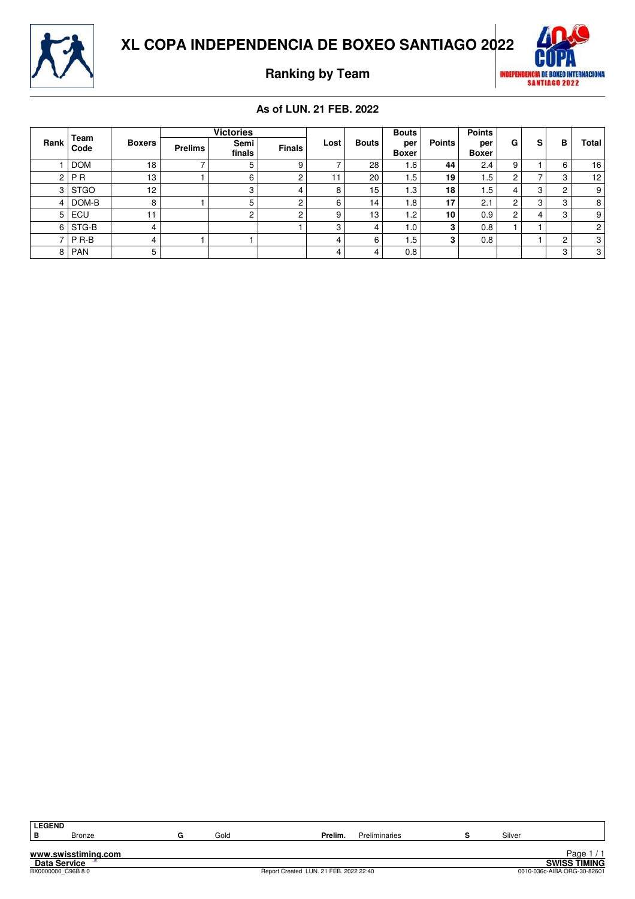# XL COPA INDEPENDENCIA DE BOXEO SANTIAGO 2022

## Ranking by Team

### As of LUN. 21 FEB. 2022

| Rank | Team Code | Boxers | Victories | | | Lost | Bouts | Bouts per Boxer | Points | Points per Boxer | G | S | B | Total |
|---|---|---|---|---|---|---|---|---|---|---|---|---|---|---|
| | | | Prelims | Semi finals | Finals | | | | | | | | | |
| 1 | DOM | 18 | 7 | 5 | 9 | 7 | 28 | 1.6 | **44** | 2.4 | 9 | 1 | 6 | 16 |
| 2 | P R | 13 | 1 | 6 | 2 | 11 | 20 | 1.5 | **19** | 1.5 | 2 | 7 | 3 | 12 |
| 3 | STGO | 12 | | 3 | 4 | 8 | 15 | 1.3 | **18** | 1.5 | 4 | 3 | 2 | 9 |
| 4 | DOM-B | 8 | 1 | 5 | 2 | 6 | 14 | 1.8 | **17** | 2.1 | 2 | 3 | 3 | 8 |
| 5 | ECU | 11 | | 2 | 2 | 9 | 13 | 1.2 | **10** | 0.9 | 2 | 4 | 3 | 9 |
| 6 | STG-B | 4 | | | 1 | 3 | 4 | 1.0 | **3** | 0.8 | 1 | 1 | | 2 |
| 7 | P R-B | 4 | 1 | 1 | | 4 | 6 | 1.5 | **3** | 0.8 | | 1 | 2 | 3 |
| 8 | PAN | 5 | | | | 4 | 4 | 0.8 | | | | | 3 | 3 |

**LEGEND**

| | | | | | | | |
|---|---|---|---|---|---|---|---|
| **B** | Bronze | **G** | Gold | **Prelim.** | Preliminaries | **S** | Silver |

www.swisstiming.com
Data Service
BX0000000_C96B 8.0 — Report Created LUN. 21 FEB. 2022 22:40 — SWISS TIMING 0010-036c-AIBA.ORG-30-82601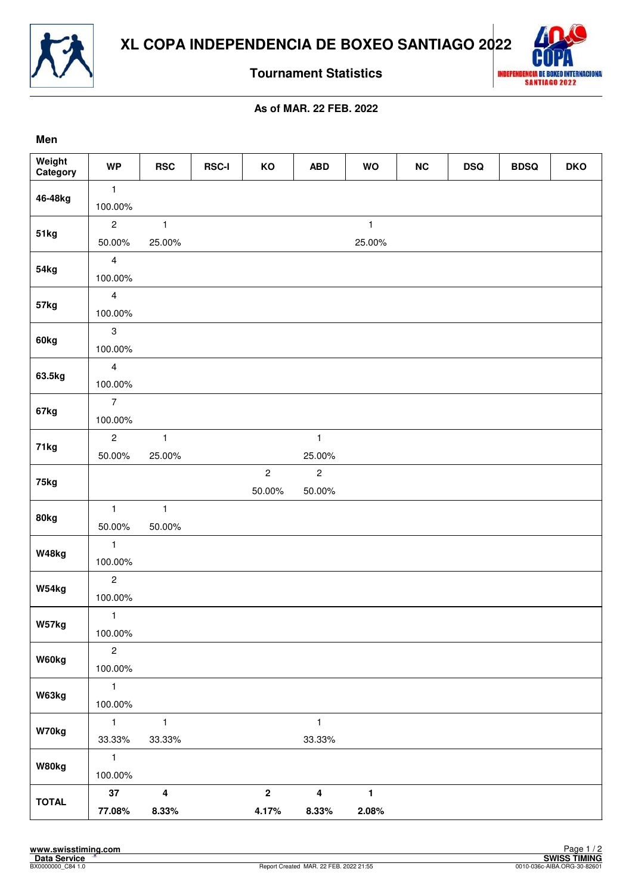# XL COPA INDEPENDENCIA DE BOXEO SANTIAGO 2022

## Tournament Statistics

**As of MAR. 22 FEB. 2022**

**Men**

| Weight Category | WP | RSC | RSC-I | KO | ABD | WO | NC | DSQ | BDSQ | DKO |
|---|---|---|---|---|---|---|---|---|---|---|
| 46-48kg | 1<br>100.00% | | | | | | | | | |
| 51kg | 2<br>50.00% | 1<br>25.00% | | | | 1<br>25.00% | | | | |
| 54kg | 4<br>100.00% | | | | | | | | | |
| 57kg | 4<br>100.00% | | | | | | | | | |
| 60kg | 3<br>100.00% | | | | | | | | | |
| 63.5kg | 4<br>100.00% | | | | | | | | | |
| 67kg | 7<br>100.00% | | | | | | | | | |
| 71kg | 2<br>50.00% | 1<br>25.00% | | | 1<br>25.00% | | | | | |
| 75kg | | | | 2<br>50.00% | 2<br>50.00% | | | | | |
| 80kg | 1<br>50.00% | 1<br>50.00% | | | | | | | | |
| W48kg | 1<br>100.00% | | | | | | | | | |
| W54kg | 2<br>100.00% | | | | | | | | | |
| W57kg | 1<br>100.00% | | | | | | | | | |
| W60kg | 2<br>100.00% | | | | | | | | | |
| W63kg | 1<br>100.00% | | | | | | | | | |
| W70kg | 1<br>33.33% | 1<br>33.33% | | | 1<br>33.33% | | | | | |
| W80kg | 1<br>100.00% | | | | | | | | | |
| **TOTAL** | **37**<br>**77.08%** | **4**<br>**8.33%** | | **2**<br>**4.17%** | **4**<br>**8.33%** | **1**<br>**2.08%** | | | | |

www.swisstiming.com
Data Service
BX0000000_C84 1.0
Report Created MAR. 22 FEB. 2022 21:55
SWISS TIMING
0010-036c-AIBA.ORG-30-82601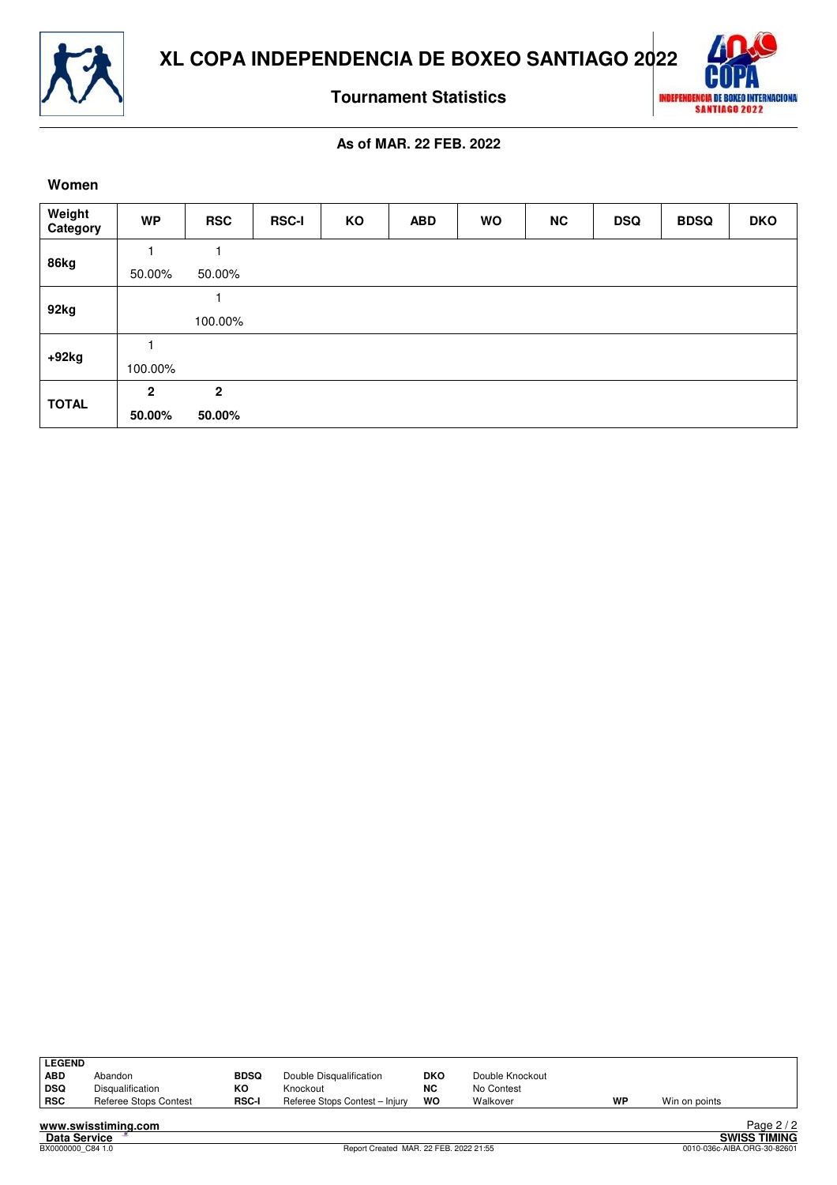# XL COPA INDEPENDENCIA DE BOXEO SANTIAGO 2022

## Tournament Statistics

**As of MAR. 22 FEB. 2022**

### Women

| Weight Category | WP | RSC | RSC-I | KO | ABD | WO | NC | DSQ | BDSQ | DKO |
|---|---|---|---|---|---|---|---|---|---|---|
| **86kg** | 1<br>50.00% | 1<br>50.00% | | | | | | | | |
| **92kg** | | 1<br>100.00% | | | | | | | | |
| **+92kg** | 1<br>100.00% | | | | | | | | | |
| **TOTAL** | **2**<br>**50.00%** | **2**<br>**50.00%** | | | | | | | | |

| LEGEND | | | | | | | |
|---|---|---|---|---|---|---|---|
| **ABD** | Abandon | **BDSQ** | Double Disqualification | **DKO** | Double Knockout | | |
| **DSQ** | Disqualification | **KO** | Knockout | **NC** | No Contest | | |
| **RSC** | Referee Stops Contest | **RSC-I** | Referee Stops Contest – Injury | **WO** | Walkover | **WP** | Win on points |

www.swisstiming.com
Data Service
BX0000000_C84 1.0
Report Created MAR. 22 FEB. 2022 21:55
SWISS TIMING
0010-036c-AIBA.ORG-30-82601